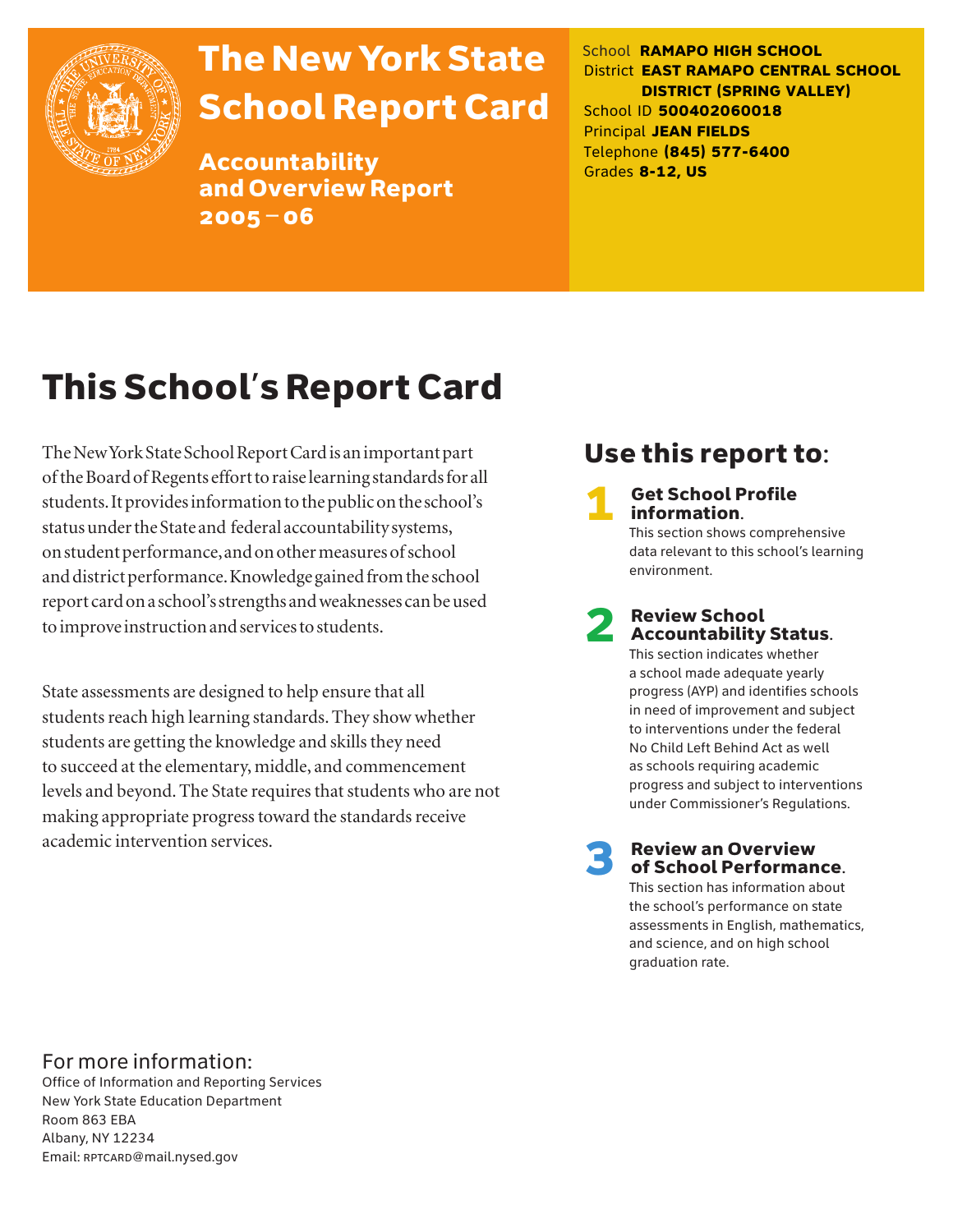# The New York State School Report Card

**Accountability and Overview Report 2005 – 06**

School **RAMAPO HIGH SCHOOL**
District **EAST RAMAPO CENTRAL SCHOOL DISTRICT (SPRING VALLEY)**
School ID **500402060018**
Principal **JEAN FIELDS**
Telephone **(845) 577-6400**
Grades **8-12, US**

## This School's Report Card

The New York State School Report Card is an important part of the Board of Regents effort to raise learning standards for all students. It provides information to the public on the school's status under the State and federal accountability systems, on student performance, and on other measures of school and district performance. Knowledge gained from the school report card on a school's strengths and weaknesses can be used to improve instruction and services to students.

State assessments are designed to help ensure that all students reach high learning standards. They show whether students are getting the knowledge and skills they need to succeed at the elementary, middle, and commencement levels and beyond. The State requires that students who are not making appropriate progress toward the standards receive academic intervention services.

## Use this report to:

**1 Get School Profile information.**
This section shows comprehensive data relevant to this school's learning environment.

**2 Review School Accountability Status.**
This section indicates whether a school made adequate yearly progress (AYP) and identifies schools in need of improvement and subject to interventions under the federal No Child Left Behind Act as well as schools requiring academic progress and subject to interventions under Commissioner's Regulations.

**3 Review an Overview of School Performance.**
This section has information about the school's performance on state assessments in English, mathematics, and science, and on high school graduation rate.

For more information:
Office of Information and Reporting Services
New York State Education Department
Room 863 EBA
Albany, NY 12234
Email: RPTCARD@mail.nysed.gov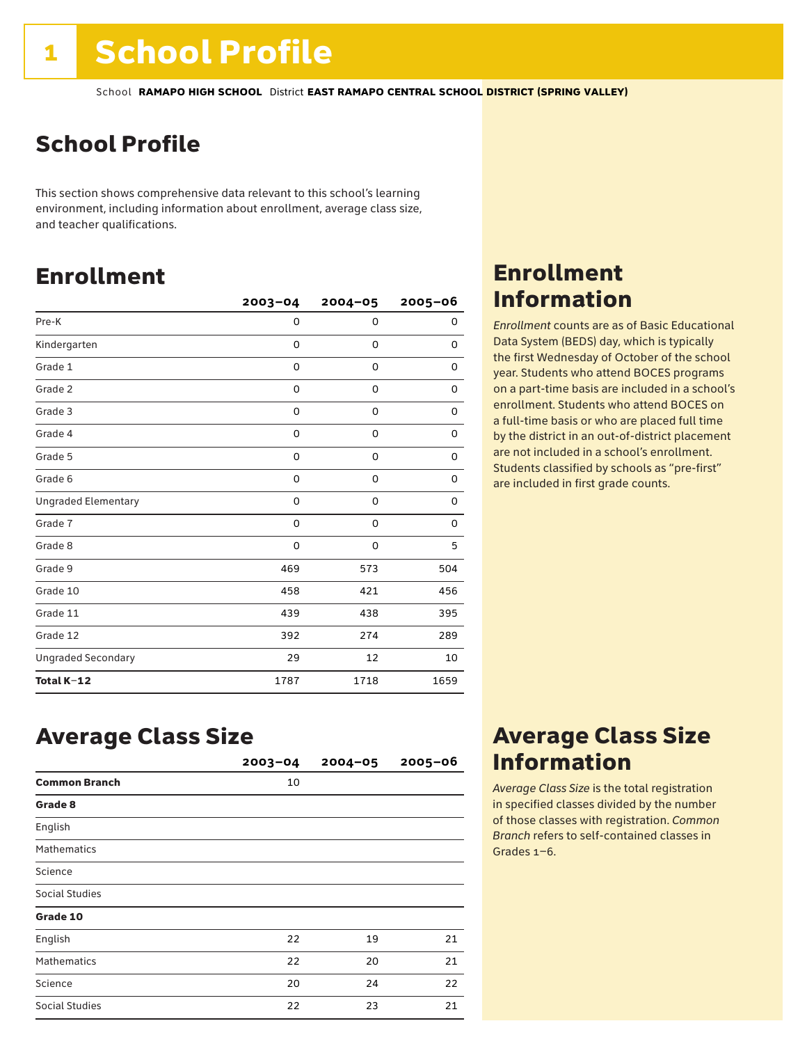# School Profile

School **RAMAPO HIGH SCHOOL** District **EAST RAMAPO CENTRAL SCHOOL DISTRICT (SPRING VALLEY)**

## School Profile

This section shows comprehensive data relevant to this school's learning environment, including information about enrollment, average class size, and teacher qualifications.

## Enrollment

| | 2003–04 | 2004–05 | 2005–06 |
|---|---|---|---|
| Pre-K | 0 | 0 | 0 |
| Kindergarten | 0 | 0 | 0 |
| Grade 1 | 0 | 0 | 0 |
| Grade 2 | 0 | 0 | 0 |
| Grade 3 | 0 | 0 | 0 |
| Grade 4 | 0 | 0 | 0 |
| Grade 5 | 0 | 0 | 0 |
| Grade 6 | 0 | 0 | 0 |
| Ungraded Elementary | 0 | 0 | 0 |
| Grade 7 | 0 | 0 | 0 |
| Grade 8 | 0 | 0 | 5 |
| Grade 9 | 469 | 573 | 504 |
| Grade 10 | 458 | 421 | 456 |
| Grade 11 | 439 | 438 | 395 |
| Grade 12 | 392 | 274 | 289 |
| Ungraded Secondary | 29 | 12 | 10 |
| **Total K–12** | 1787 | 1718 | 1659 |

## Enrollment Information

*Enrollment* counts are as of Basic Educational Data System (BEDS) day, which is typically the first Wednesday of October of the school year. Students who attend BOCES programs on a part-time basis are included in a school's enrollment. Students who attend BOCES on a full-time basis or who are placed full time by the district in an out-of-district placement are not included in a school's enrollment. Students classified by schools as "pre-first" are included in first grade counts.

## Average Class Size

| | 2003–04 | 2004–05 | 2005–06 |
|---|---|---|---|
| **Common Branch** | 10 | | |
| **Grade 8** | | | |
| English | | | |
| Mathematics | | | |
| Science | | | |
| Social Studies | | | |
| **Grade 10** | | | |
| English | 22 | 19 | 21 |
| Mathematics | 22 | 20 | 21 |
| Science | 20 | 24 | 22 |
| Social Studies | 22 | 23 | 21 |

## Average Class Size Information

*Average Class Size* is the total registration in specified classes divided by the number of those classes with registration. *Common Branch* refers to self-contained classes in Grades 1–6.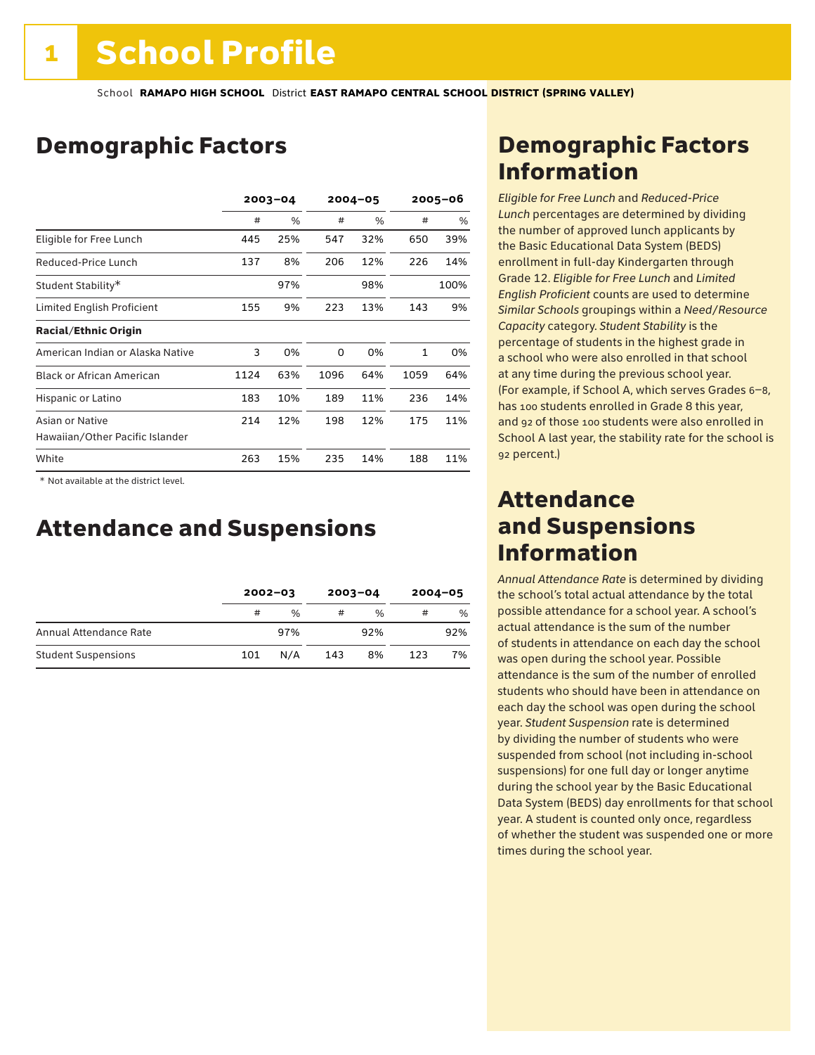# 1 School Profile

School **RAMAPO HIGH SCHOOL** District **EAST RAMAPO CENTRAL SCHOOL DISTRICT (SPRING VALLEY)**

## Demographic Factors

| | 2003–04 | | 2004–05 | | 2005–06 | |
|---|---|---|---|---|---|---|
| | # | % | # | % | # | % |
| Eligible for Free Lunch | 445 | 25% | 547 | 32% | 650 | 39% |
| Reduced-Price Lunch | 137 | 8% | 206 | 12% | 226 | 14% |
| Student Stability* | | 97% | | 98% | | 100% |
| Limited English Proficient | 155 | 9% | 223 | 13% | 143 | 9% |
| **Racial/Ethnic Origin** | | | | | | |
| American Indian or Alaska Native | 3 | 0% | 0 | 0% | 1 | 0% |
| Black or African American | 1124 | 63% | 1096 | 64% | 1059 | 64% |
| Hispanic or Latino | 183 | 10% | 189 | 11% | 236 | 14% |
| Asian or Native Hawaiian/Other Pacific Islander | 214 | 12% | 198 | 12% | 175 | 11% |
| White | 263 | 15% | 235 | 14% | 188 | 11% |

\* Not available at the district level.

## Attendance and Suspensions

| | 2002–03 | | 2003–04 | | 2004–05 | |
|---|---|---|---|---|---|---|
| | # | % | # | % | # | % |
| Annual Attendance Rate | | 97% | | 92% | | 92% |
| Student Suspensions | 101 | N/A | 143 | 8% | 123 | 7% |

## Demographic Factors Information

*Eligible for Free Lunch* and *Reduced-Price Lunch* percentages are determined by dividing the number of approved lunch applicants by the Basic Educational Data System (BEDS) enrollment in full-day Kindergarten through Grade 12. *Eligible for Free Lunch* and *Limited English Proficient* counts are used to determine *Similar Schools* groupings within a *Need/Resource Capacity* category. *Student Stability* is the percentage of students in the highest grade in a school who were also enrolled in that school at any time during the previous school year. (For example, if School A, which serves Grades 6–8, has 100 students enrolled in Grade 8 this year, and 92 of those 100 students were also enrolled in School A last year, the stability rate for the school is 92 percent.)

## Attendance and Suspensions Information

*Annual Attendance Rate* is determined by dividing the school's total actual attendance by the total possible attendance for a school year. A school's actual attendance is the sum of the number of students in attendance on each day the school was open during the school year. Possible attendance is the sum of the number of enrolled students who should have been in attendance on each day the school was open during the school year. *Student Suspension* rate is determined by dividing the number of students who were suspended from school (not including in-school suspensions) for one full day or longer anytime during the school year by the Basic Educational Data System (BEDS) day enrollments for that school year. A student is counted only once, regardless of whether the student was suspended one or more times during the school year.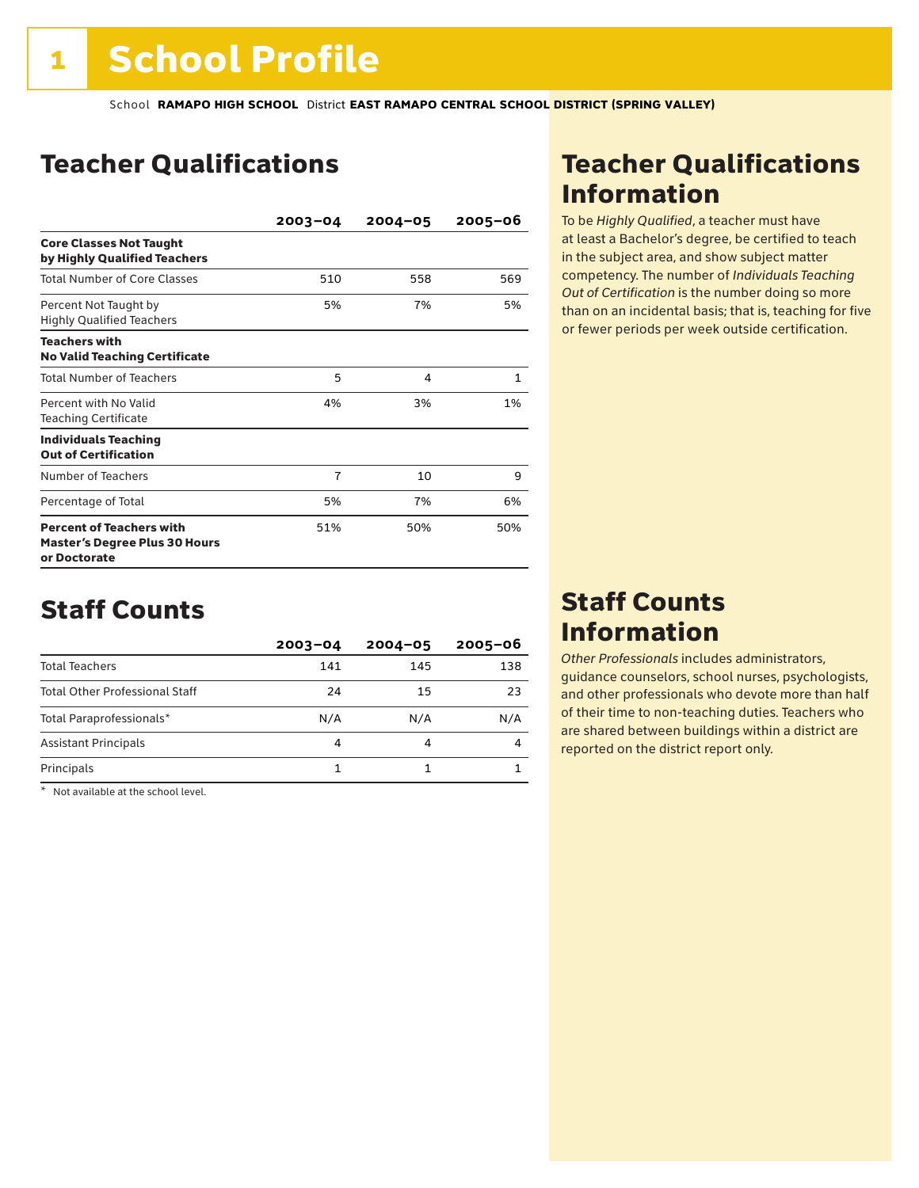# 1 School Profile

School **RAMAPO HIGH SCHOOL** District **EAST RAMAPO CENTRAL SCHOOL DISTRICT (SPRING VALLEY)**

## Teacher Qualifications

| | 2003–04 | 2004–05 | 2005–06 |
|---|---|---|---|
| **Core Classes Not Taught by Highly Qualified Teachers** | | | |
| Total Number of Core Classes | 510 | 558 | 569 |
| Percent Not Taught by Highly Qualified Teachers | 5% | 7% | 5% |
| **Teachers with No Valid Teaching Certificate** | | | |
| Total Number of Teachers | 5 | 4 | 1 |
| Percent with No Valid Teaching Certificate | 4% | 3% | 1% |
| **Individuals Teaching Out of Certification** | | | |
| Number of Teachers | 7 | 10 | 9 |
| Percentage of Total | 5% | 7% | 6% |
| **Percent of Teachers with Master's Degree Plus 30 Hours or Doctorate** | 51% | 50% | 50% |

## Teacher Qualifications Information

To be *Highly Qualified*, a teacher must have at least a Bachelor's degree, be certified to teach in the subject area, and show subject matter competency. The number of *Individuals Teaching Out of Certification* is the number doing so more than on an incidental basis; that is, teaching for five or fewer periods per week outside certification.

## Staff Counts

| | 2003–04 | 2004–05 | 2005–06 |
|---|---|---|---|
| Total Teachers | 141 | 145 | 138 |
| Total Other Professional Staff | 24 | 15 | 23 |
| Total Paraprofessionals* | N/A | N/A | N/A |
| Assistant Principals | 4 | 4 | 4 |
| Principals | 1 | 1 | 1 |

\* Not available at the school level.

## Staff Counts Information

*Other Professionals* includes administrators, guidance counselors, school nurses, psychologists, and other professionals who devote more than half of their time to non-teaching duties. Teachers who are shared between buildings within a district are reported on the district report only.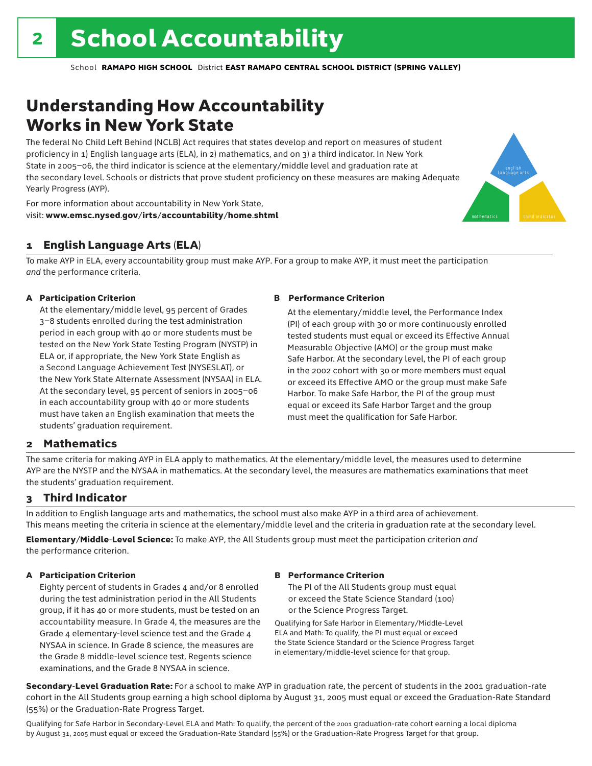# 2 School Accountability

School **RAMAPO HIGH SCHOOL** District **EAST RAMAPO CENTRAL SCHOOL DISTRICT (SPRING VALLEY)**

## Understanding How Accountability Works in New York State

The federal No Child Left Behind (NCLB) Act requires that states develop and report on measures of student proficiency in 1) English language arts (ELA), in 2) mathematics, and on 3) a third indicator. In New York State in 2005–06, the third indicator is science at the elementary/middle level and graduation rate at the secondary level. Schools or districts that prove student proficiency on these measures are making Adequate Yearly Progress (AYP).

For more information about accountability in New York State, visit: **www.emsc.nysed.gov/irts/accountability/home.shtml**

english language arts

mathematics

third indicator

### 1 English Language Arts (ELA)

To make AYP in ELA, every accountability group must make AYP. For a group to make AYP, it must meet the participation *and* the performance criteria.

**A Participation Criterion**

At the elementary/middle level, 95 percent of Grades 3–8 students enrolled during the test administration period in each group with 40 or more students must be tested on the New York State Testing Program (NYSTP) in ELA or, if appropriate, the New York State English as a Second Language Achievement Test (NYSESLAT), or the New York State Alternate Assessment (NYSAA) in ELA. At the secondary level, 95 percent of seniors in 2005–06 in each accountability group with 40 or more students must have taken an English examination that meets the students' graduation requirement.

**B Performance Criterion**

At the elementary/middle level, the Performance Index (PI) of each group with 30 or more continuously enrolled tested students must equal or exceed its Effective Annual Measurable Objective (AMO) or the group must make Safe Harbor. At the secondary level, the PI of each group in the 2002 cohort with 30 or more members must equal or exceed its Effective AMO or the group must make Safe Harbor. To make Safe Harbor, the PI of the group must equal or exceed its Safe Harbor Target and the group must meet the qualification for Safe Harbor.

### 2 Mathematics

The same criteria for making AYP in ELA apply to mathematics. At the elementary/middle level, the measures used to determine AYP are the NYSTP and the NYSAA in mathematics. At the secondary level, the measures are mathematics examinations that meet the students' graduation requirement.

### 3 Third Indicator

In addition to English language arts and mathematics, the school must also make AYP in a third area of achievement. This means meeting the criteria in science at the elementary/middle level and the criteria in graduation rate at the secondary level.

**Elementary/Middle-Level Science:** To make AYP, the All Students group must meet the participation criterion *and* the performance criterion.

**A Participation Criterion**

Eighty percent of students in Grades 4 and/or 8 enrolled during the test administration period in the All Students group, if it has 40 or more students, must be tested on an accountability measure. In Grade 4, the measures are the Grade 4 elementary-level science test and the Grade 4 NYSAA in science. In Grade 8 science, the measures are the Grade 8 middle-level science test, Regents science examinations, and the Grade 8 NYSAA in science.

**B Performance Criterion**

The PI of the All Students group must equal or exceed the State Science Standard (100) or the Science Progress Target.

Qualifying for Safe Harbor in Elementary/Middle-Level ELA and Math: To qualify, the PI must equal or exceed the State Science Standard or the Science Progress Target in elementary/middle-level science for that group.

**Secondary-Level Graduation Rate:** For a school to make AYP in graduation rate, the percent of students in the 2001 graduation-rate cohort in the All Students group earning a high school diploma by August 31, 2005 must equal or exceed the Graduation-Rate Standard (55%) or the Graduation-Rate Progress Target.

Qualifying for Safe Harbor in Secondary-Level ELA and Math: To qualify, the percent of the 2001 graduation-rate cohort earning a local diploma by August 31, 2005 must equal or exceed the Graduation-Rate Standard (55%) or the Graduation-Rate Progress Target for that group.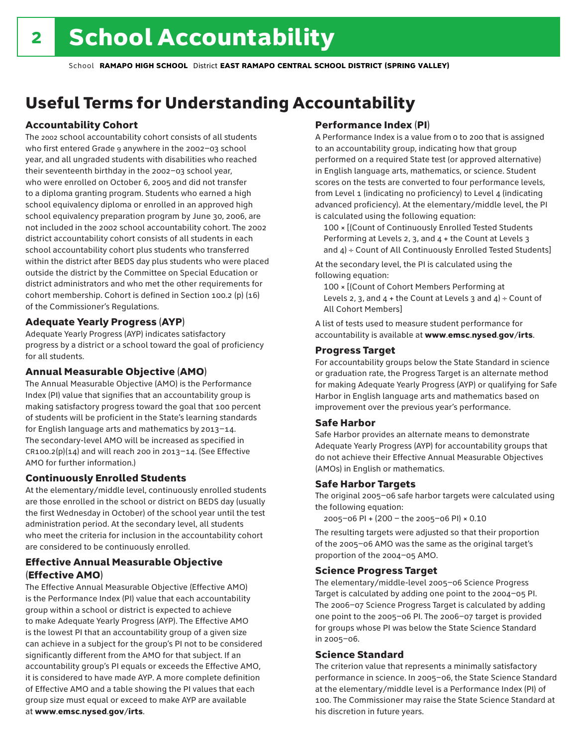# School Accountability

School **RAMAPO HIGH SCHOOL** District **EAST RAMAPO CENTRAL SCHOOL DISTRICT (SPRING VALLEY)**

## Useful Terms for Understanding Accountability

### Accountability Cohort

The 2002 school accountability cohort consists of all students who first entered Grade 9 anywhere in the 2002–03 school year, and all ungraded students with disabilities who reached their seventeenth birthday in the 2002–03 school year, who were enrolled on October 6, 2005 and did not transfer to a diploma granting program. Students who earned a high school equivalency diploma or enrolled in an approved high school equivalency preparation program by June 30, 2006, are not included in the 2002 school accountability cohort. The 2002 district accountability cohort consists of all students in each school accountability cohort plus students who transferred within the district after BEDS day plus students who were placed outside the district by the Committee on Special Education or district administrators and who met the other requirements for cohort membership. Cohort is defined in Section 100.2 (p) (16) of the Commissioner's Regulations.

### Adequate Yearly Progress (AYP)

Adequate Yearly Progress (AYP) indicates satisfactory progress by a district or a school toward the goal of proficiency for all students.

### Annual Measurable Objective (AMO)

The Annual Measurable Objective (AMO) is the Performance Index (PI) value that signifies that an accountability group is making satisfactory progress toward the goal that 100 percent of students will be proficient in the State's learning standards for English language arts and mathematics by 2013–14. The secondary-level AMO will be increased as specified in CR100.2(p)(14) and will reach 200 in 2013–14. (See Effective AMO for further information.)

### Continuously Enrolled Students

At the elementary/middle level, continuously enrolled students are those enrolled in the school or district on BEDS day (usually the first Wednesday in October) of the school year until the test administration period. At the secondary level, all students who meet the criteria for inclusion in the accountability cohort are considered to be continuously enrolled.

### Effective Annual Measurable Objective (Effective AMO)

The Effective Annual Measurable Objective (Effective AMO) is the Performance Index (PI) value that each accountability group within a school or district is expected to achieve to make Adequate Yearly Progress (AYP). The Effective AMO is the lowest PI that an accountability group of a given size can achieve in a subject for the group's PI not to be considered significantly different from the AMO for that subject. If an accountability group's PI equals or exceeds the Effective AMO, it is considered to have made AYP. A more complete definition of Effective AMO and a table showing the PI values that each group size must equal or exceed to make AYP are available at **www.emsc.nysed.gov/irts**.

### Performance Index (PI)

A Performance Index is a value from 0 to 200 that is assigned to an accountability group, indicating how that group performed on a required State test (or approved alternative) in English language arts, mathematics, or science. Student scores on the tests are converted to four performance levels, from Level 1 (indicating no proficiency) to Level 4 (indicating advanced proficiency). At the elementary/middle level, the PI is calculated using the following equation:

100 × [(Count of Continuously Enrolled Tested Students Performing at Levels 2, 3, and 4 + the Count at Levels 3 and 4) ÷ Count of All Continuously Enrolled Tested Students]

At the secondary level, the PI is calculated using the following equation:

100 × [(Count of Cohort Members Performing at Levels 2, 3, and 4 + the Count at Levels 3 and 4) ÷ Count of All Cohort Members]

A list of tests used to measure student performance for accountability is available at **www.emsc.nysed.gov/irts**.

### Progress Target

For accountability groups below the State Standard in science or graduation rate, the Progress Target is an alternate method for making Adequate Yearly Progress (AYP) or qualifying for Safe Harbor in English language arts and mathematics based on improvement over the previous year's performance.

### Safe Harbor

Safe Harbor provides an alternate means to demonstrate Adequate Yearly Progress (AYP) for accountability groups that do not achieve their Effective Annual Measurable Objectives (AMOs) in English or mathematics.

### Safe Harbor Targets

The original 2005–06 safe harbor targets were calculated using the following equation:

2005–06 PI + (200 – the 2005–06 PI) × 0.10

The resulting targets were adjusted so that their proportion of the 2005–06 AMO was the same as the original target's proportion of the 2004–05 AMO.

### Science Progress Target

The elementary/middle-level 2005–06 Science Progress Target is calculated by adding one point to the 2004–05 PI. The 2006–07 Science Progress Target is calculated by adding one point to the 2005–06 PI. The 2006–07 target is provided for groups whose PI was below the State Science Standard in 2005–06.

### Science Standard

The criterion value that represents a minimally satisfactory performance in science. In 2005–06, the State Science Standard at the elementary/middle level is a Performance Index (PI) of 100. The Commissioner may raise the State Science Standard at his discretion in future years.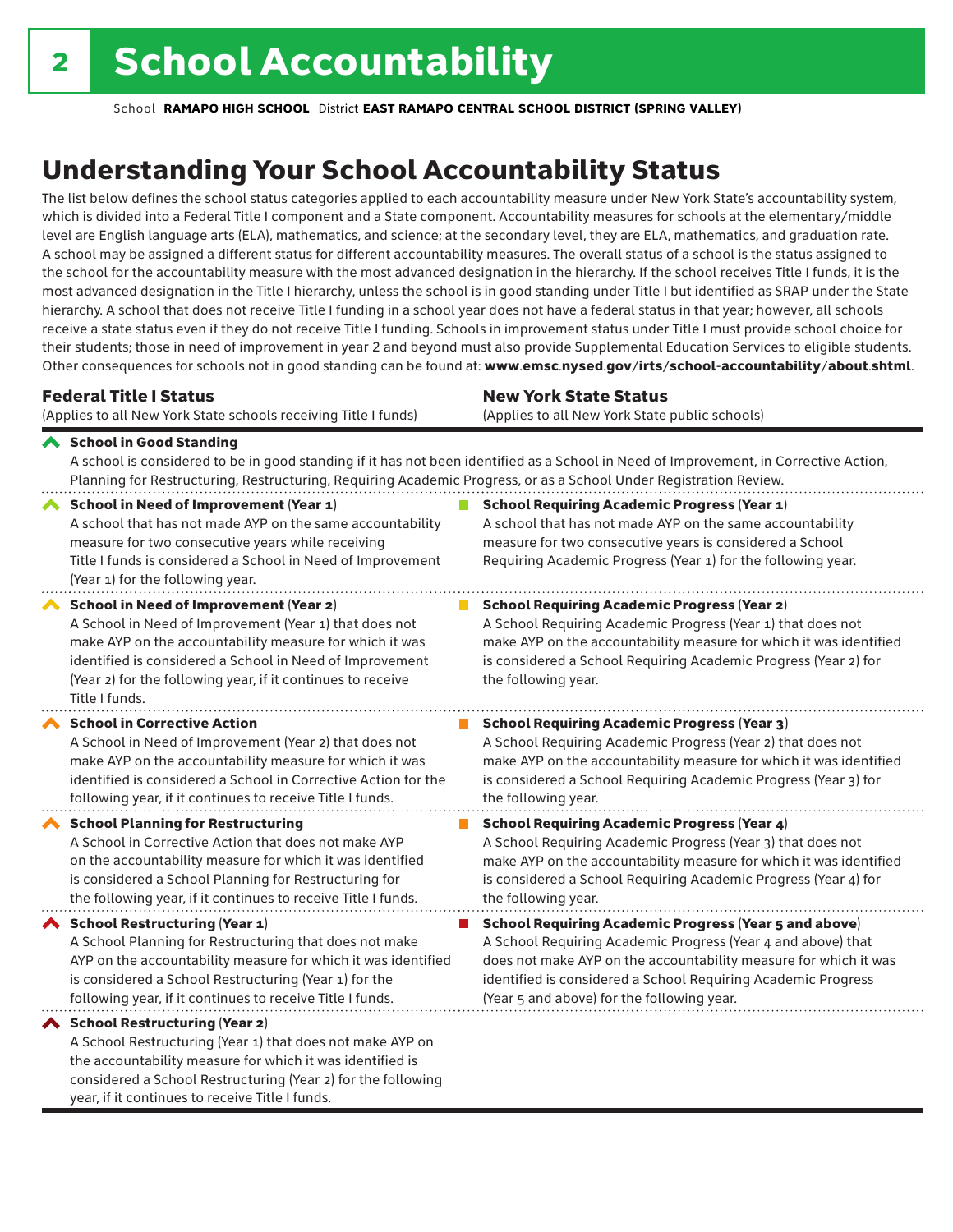# School Accountability

School **RAMAPO HIGH SCHOOL** District **EAST RAMAPO CENTRAL SCHOOL DISTRICT (SPRING VALLEY)**

## Understanding Your School Accountability Status

The list below defines the school status categories applied to each accountability measure under New York State's accountability system, which is divided into a Federal Title I component and a State component. Accountability measures for schools at the elementary/middle level are English language arts (ELA), mathematics, and science; at the secondary level, they are ELA, mathematics, and graduation rate. A school may be assigned a different status for different accountability measures. The overall status of a school is the status assigned to the school for the accountability measure with the most advanced designation in the hierarchy. If the school receives Title I funds, it is the most advanced designation in the Title I hierarchy, unless the school is in good standing under Title I but identified as SRAP under the State hierarchy. A school that does not receive Title I funding in a school year does not have a federal status in that year; however, all schools receive a state status even if they do not receive Title I funding. Schools in improvement status under Title I must provide school choice for their students; those in need of improvement in year 2 and beyond must also provide Supplemental Education Services to eligible students. Other consequences for schools not in good standing can be found at: **www.emsc.nysed.gov/irts/school-accountability/about.shtml**.

**School in Good Standing**
A school is considered to be in good standing if it has not been identified as a School in Need of Improvement, in Corrective Action, Planning for Restructuring, Restructuring, Requiring Academic Progress, or as a School Under Registration Review.

### Federal Title I Status
(Applies to all New York State schools receiving Title I funds)

**School in Need of Improvement (Year 1)**
A school that has not made AYP on the same accountability measure for two consecutive years while receiving Title I funds is considered a School in Need of Improvement (Year 1) for the following year.

**School in Need of Improvement (Year 2)**
A School in Need of Improvement (Year 1) that does not make AYP on the accountability measure for which it was identified is considered a School in Need of Improvement (Year 2) for the following year, if it continues to receive Title I funds.

**School in Corrective Action**
A School in Need of Improvement (Year 2) that does not make AYP on the accountability measure for which it was identified is considered a School in Corrective Action for the following year, if it continues to receive Title I funds.

**School Planning for Restructuring**
A School in Corrective Action that does not make AYP on the accountability measure for which it was identified is considered a School Planning for Restructuring for the following year, if it continues to receive Title I funds.

**School Restructuring (Year 1)**
A School Planning for Restructuring that does not make AYP on the accountability measure for which it was identified is considered a School Restructuring (Year 1) for the following year, if it continues to receive Title I funds.

**School Restructuring (Year 2)**
A School Restructuring (Year 1) that does not make AYP on the accountability measure for which it was identified is considered a School Restructuring (Year 2) for the following year, if it continues to receive Title I funds.

### New York State Status
(Applies to all New York State public schools)

**School Requiring Academic Progress (Year 1)**
A school that has not made AYP on the same accountability measure for two consecutive years is considered a School Requiring Academic Progress (Year 1) for the following year.

**School Requiring Academic Progress (Year 2)**
A School Requiring Academic Progress (Year 1) that does not make AYP on the accountability measure for which it was identified is considered a School Requiring Academic Progress (Year 2) for the following year.

**School Requiring Academic Progress (Year 3)**
A School Requiring Academic Progress (Year 2) that does not make AYP on the accountability measure for which it was identified is considered a School Requiring Academic Progress (Year 3) for the following year.

**School Requiring Academic Progress (Year 4)**
A School Requiring Academic Progress (Year 3) that does not make AYP on the accountability measure for which it was identified is considered a School Requiring Academic Progress (Year 4) for the following year.

**School Requiring Academic Progress (Year 5 and above)**
A School Requiring Academic Progress (Year 4 and above) that does not make AYP on the accountability measure for which it was identified is considered a School Requiring Academic Progress (Year 5 and above) for the following year.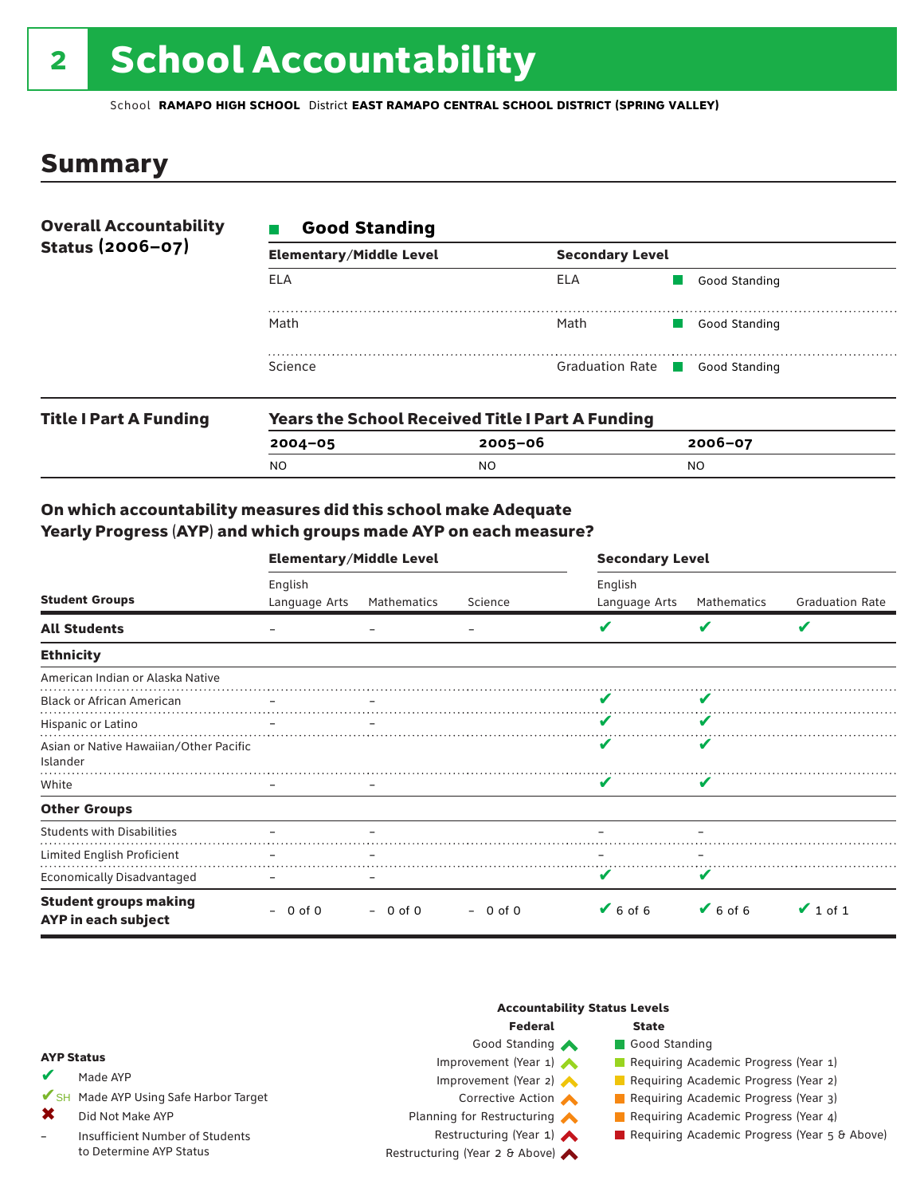# 2 School Accountability

School **RAMAPO HIGH SCHOOL** District **EAST RAMAPO CENTRAL SCHOOL DISTRICT (SPRING VALLEY)**

## Summary

**Overall Accountability Status (2006–07)**

■ **Good Standing**

| Elementary/Middle Level | Secondary Level | |
|---|---|---|
| ELA | ELA | ■ Good Standing |
| Math | Math | ■ Good Standing |
| Science | Graduation Rate | ■ Good Standing |

**Title I Part A Funding**

**Years the School Received Title I Part A Funding**

| 2004–05 | 2005–06 | 2006–07 |
|---|---|---|
| NO | NO | NO |

### On which accountability measures did this school make Adequate Yearly Progress (AYP) and which groups made AYP on each measure?

| Student Groups | Elementary/Middle Level English Language Arts | Elementary/Middle Level Mathematics | Elementary/Middle Level Science | Secondary Level English Language Arts | Secondary Level Mathematics | Secondary Level Graduation Rate |
|---|---|---|---|---|---|---|
| **All Students** | – | – | – | ✔ | ✔ | ✔ |
| **Ethnicity** | | | | | | |
| American Indian or Alaska Native | | | | | | |
| Black or African American | – | – | | ✔ | ✔ | |
| Hispanic or Latino | – | – | | ✔ | ✔ | |
| Asian or Native Hawaiian/Other Pacific Islander | | | | ✔ | ✔ | |
| White | – | – | | ✔ | ✔ | |
| **Other Groups** | | | | | | |
| Students with Disabilities | – | – | | – | – | |
| Limited English Proficient | – | – | | – | – | |
| Economically Disadvantaged | – | – | | ✔ | ✔ | |
| **Student groups making AYP in each subject** | – 0 of 0 | – 0 of 0 | – 0 of 0 | ✔ 6 of 6 | ✔ 6 of 6 | ✔ 1 of 1 |

**AYP Status**

- ✔ Made AYP
- ✔SH Made AYP Using Safe Harbor Target
- ✖ Did Not Make AYP
- – Insufficient Number of Students to Determine AYP Status

**Accountability Status Levels**

| Federal | State |
|---|---|
| Good Standing | Good Standing |
| Improvement (Year 1) | Requiring Academic Progress (Year 1) |
| Improvement (Year 2) | Requiring Academic Progress (Year 2) |
| Corrective Action | Requiring Academic Progress (Year 3) |
| Planning for Restructuring | Requiring Academic Progress (Year 4) |
| Restructuring (Year 1) | Requiring Academic Progress (Year 5 & Above) |
| Restructuring (Year 2 & Above) | |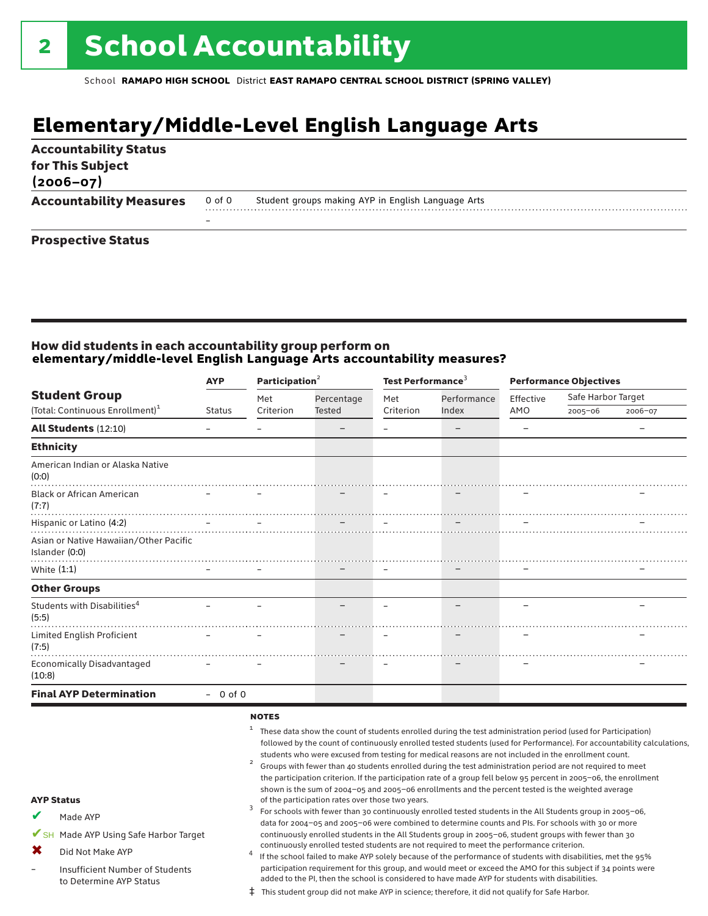# School Accountability

School **RAMAPO HIGH SCHOOL** District **EAST RAMAPO CENTRAL SCHOOL DISTRICT (SPRING VALLEY)**

## Elementary/Middle-Level English Language Arts

**Accountability Status for This Subject (2006–07)**

**Accountability Measures** 0 of 0 Student groups making AYP in English Language Arts

–

**Prospective Status**

### How did students in each accountability group perform on elementary/middle-level English Language Arts accountability measures?

| Student Group (Total: Continuous Enrollment)[1] | AYP Status | Participation[2] Met Criterion | Participation[2] Percentage Tested | Test Performance[3] Met Criterion | Test Performance[3] Performance Index | Performance Objectives Effective AMO | Safe Harbor Target 2005–06 | Safe Harbor Target 2006–07 |
|---|---|---|---|---|---|---|---|---|
| **All Students** (12:10) | – | – | – | – | – | – | | – |
| **Ethnicity** | | | | | | | | |
| American Indian or Alaska Native (0:0) | | | | | | | | |
| Black or African American (7:7) | – | – | – | – | – | – | | – |
| Hispanic or Latino (4:2) | – | – | – | – | – | – | | – |
| Asian or Native Hawaiian/Other Pacific Islander (0:0) | | | | | | | | |
| White (1:1) | – | – | – | – | – | – | | – |
| **Other Groups** | | | | | | | | |
| Students with Disabilities[4] (5:5) | – | – | – | – | – | – | | – |
| Limited English Proficient (7:5) | – | – | – | – | – | – | | – |
| Economically Disadvantaged (10:8) | – | – | – | – | – | – | | – |
| **Final AYP Determination** | – 0 of 0 | | | | | | | |

**AYP Status**

- ✔ Made AYP
- ✔SH Made AYP Using Safe Harbor Target
- ✖ Did Not Make AYP
- – Insufficient Number of Students to Determine AYP Status

**NOTES**

[1] These data show the count of students enrolled during the test administration period (used for Participation) followed by the count of continuously enrolled tested students (used for Performance). For accountability calculations, students who were excused from testing for medical reasons are not included in the enrollment count.

[2] Groups with fewer than 40 students enrolled during the test administration period are not required to meet the participation criterion. If the participation rate of a group fell below 95 percent in 2005–06, the enrollment shown is the sum of 2004–05 and 2005–06 enrollments and the percent tested is the weighted average of the participation rates over those two years.

[3] For schools with fewer than 30 continuously enrolled tested students in the All Students group in 2005–06, data for 2004–05 and 2005–06 were combined to determine counts and PIs. For schools with 30 or more continuously enrolled students in the All Students group in 2005–06, student groups with fewer than 30 continuously enrolled tested students are not required to meet the performance criterion.

[4] If the school failed to make AYP solely because of the performance of students with disabilities, met the 95% participation requirement for this group, and would meet or exceed the AMO for this subject if 34 points were added to the PI, then the school is considered to have made AYP for students with disabilities.

‡ This student group did not make AYP in science; therefore, it did not qualify for Safe Harbor.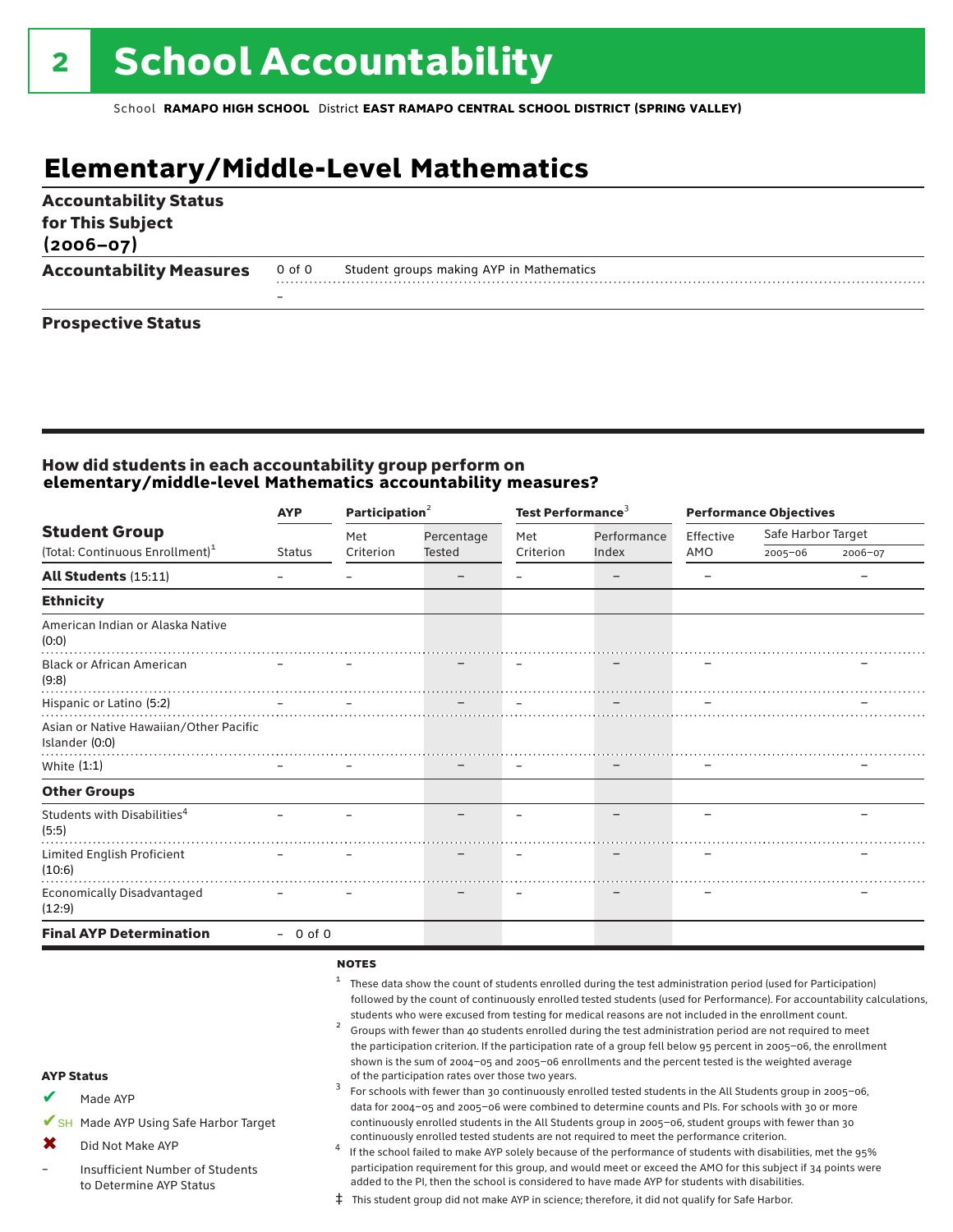# 2 School Accountability

School **RAMAPO HIGH SCHOOL** District **EAST RAMAPO CENTRAL SCHOOL DISTRICT (SPRING VALLEY)**

## Elementary/Middle-Level Mathematics

**Accountability Status for This Subject (2006–07)**

| | | |
|---|---|---|
| **Accountability Measures** | 0 of 0 | Student groups making AYP in Mathematics |
| | – | |

**Prospective Status**

### How did students in each accountability group perform on elementary/middle-level Mathematics accountability measures?

| Student Group (Total: Continuous Enrollment)[1] | AYP Status | Participation[2] Met Criterion | Participation[2] Percentage Tested | Test Performance[3] Met Criterion | Test Performance[3] Performance Index | Performance Objectives Effective AMO | Safe Harbor Target 2005–06 | Safe Harbor Target 2006–07 |
|---|---|---|---|---|---|---|---|---|
| **All Students** (15:11) | – | – | – | – | – | – | | – |
| **Ethnicity** | | | | | | | | |
| American Indian or Alaska Native (0:0) | | | | | | | | |
| Black or African American (9:8) | – | – | – | – | – | – | | – |
| Hispanic or Latino (5:2) | – | – | – | – | – | – | | – |
| Asian or Native Hawaiian/Other Pacific Islander (0:0) | | | | | | | | |
| White (1:1) | – | – | – | – | – | – | | – |
| **Other Groups** | | | | | | | | |
| Students with Disabilities[4] (5:5) | – | – | – | – | – | – | | – |
| Limited English Proficient (10:6) | – | – | – | – | – | – | | – |
| Economically Disadvantaged (12:9) | – | – | – | – | – | – | | – |
| **Final AYP Determination** | – 0 of 0 | | | | | | | |

**AYP Status**

- ✔ Made AYP
- ✔SH Made AYP Using Safe Harbor Target
- ✖ Did Not Make AYP
- – Insufficient Number of Students to Determine AYP Status

**NOTES**

1. These data show the count of students enrolled during the test administration period (used for Participation) followed by the count of continuously enrolled tested students (used for Performance). For accountability calculations, students who were excused from testing for medical reasons are not included in the enrollment count.
2. Groups with fewer than 40 students enrolled during the test administration period are not required to meet the participation criterion. If the participation rate of a group fell below 95 percent in 2005–06, the enrollment shown is the sum of 2004–05 and 2005–06 enrollments and the percent tested is the weighted average of the participation rates over those two years.
3. For schools with fewer than 30 continuously enrolled tested students in the All Students group in 2005–06, data for 2004–05 and 2005–06 were combined to determine counts and PIs. For schools with 30 or more continuously enrolled students in the All Students group in 2005–06, student groups with fewer than 30 continuously enrolled tested students are not required to meet the performance criterion.
4. If the school failed to make AYP solely because of the performance of students with disabilities, met the 95% participation requirement for this group, and would meet or exceed the AMO for this subject if 34 points were added to the PI, then the school is considered to have made AYP for students with disabilities.

‡ This student group did not make AYP in science; therefore, it did not qualify for Safe Harbor.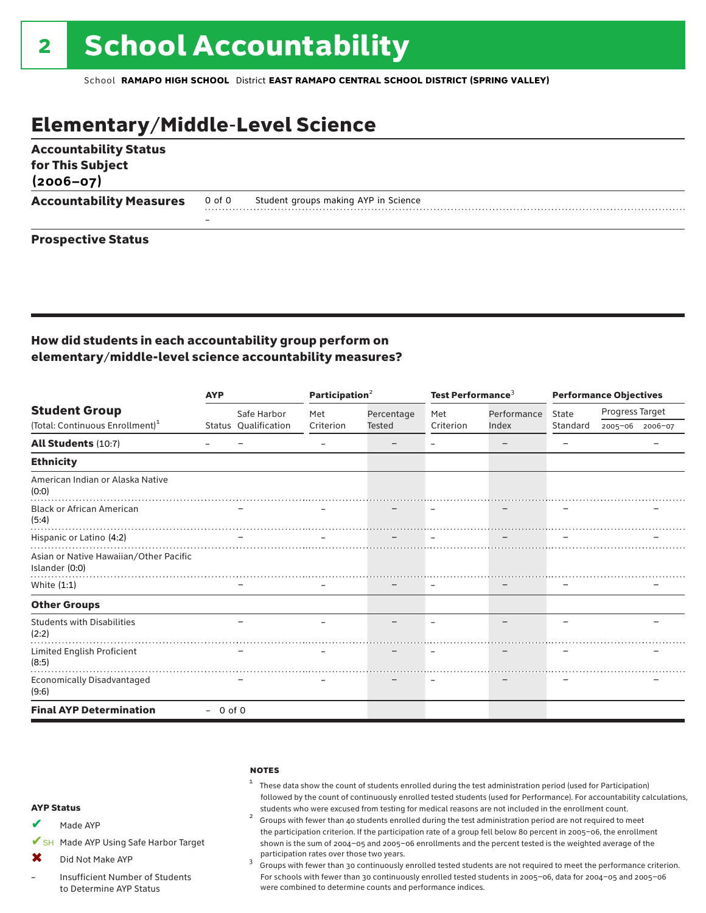# 2 School Accountability

School **RAMAPO HIGH SCHOOL** District **EAST RAMAPO CENTRAL SCHOOL DISTRICT (SPRING VALLEY)**

## Elementary/Middle-Level Science

**Accountability Status for This Subject (2006–07)**

**Accountability Measures** 0 of 0 Student groups making AYP in Science

–

**Prospective Status**

### How did students in each accountability group perform on elementary/middle-level science accountability measures?

| Student Group (Total: Continuous Enrollment)[1] | AYP | | Participation[2] | | Test Performance[3] | | Performance Objectives | | |
|---|---|---|---|---|---|---|---|---|---|
| | Status | Safe Harbor Qualification | Met Criterion | Percentage Tested | Met Criterion | Performance Index | State Standard | Progress Target 2005–06 | Progress Target 2006–07 |
| **All Students** (10:7) | – | – | – | – | – | – | – | | – |
| **Ethnicity** | | | | | | | | | |
| American Indian or Alaska Native (0:0) | | | | | | | | | |
| Black or African American (5:4) | | – | – | – | – | – | – | | – |
| Hispanic or Latino (4:2) | | – | – | – | – | – | – | | – |
| Asian or Native Hawaiian/Other Pacific Islander (0:0) | | | | | | | | | |
| White (1:1) | | – | – | – | – | – | – | | – |
| **Other Groups** | | | | | | | | | |
| Students with Disabilities (2:2) | | – | – | – | – | – | – | | – |
| Limited English Proficient (8:5) | | – | – | – | – | – | – | | – |
| Economically Disadvantaged (9:6) | | – | – | – | – | – | – | | – |
| **Final AYP Determination** | – | 0 of 0 | | | | | | | |

**AYP Status**

- ✔ Made AYP
- ✔SH Made AYP Using Safe Harbor Target
- ✖ Did Not Make AYP
- – Insufficient Number of Students to Determine AYP Status

**NOTES**

[1] These data show the count of students enrolled during the test administration period (used for Participation) followed by the count of continuously enrolled tested students (used for Performance). For accountability calculations, students who were excused from testing for medical reasons are not included in the enrollment count.

[2] Groups with fewer than 40 students enrolled during the test administration period are not required to meet the participation criterion. If the participation rate of a group fell below 80 percent in 2005–06, the enrollment shown is the sum of 2004–05 and 2005–06 enrollments and the percent tested is the weighted average of the participation rates over those two years.

[3] Groups with fewer than 30 continuously enrolled tested students are not required to meet the performance criterion. For schools with fewer than 30 continuously enrolled tested students in 2005–06, data for 2004–05 and 2005–06 were combined to determine counts and performance indices.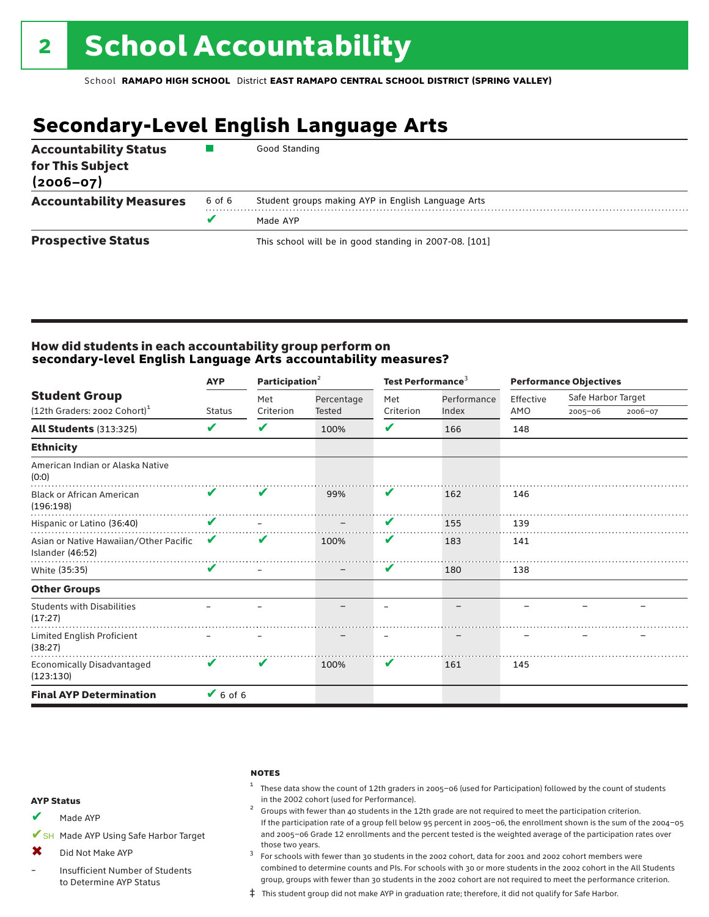# 2 School Accountability

School **RAMAPO HIGH SCHOOL** District **EAST RAMAPO CENTRAL SCHOOL DISTRICT (SPRING VALLEY)**

## Secondary-Level English Language Arts

| | | |
|---|---|---|
| **Accountability Status for This Subject (2006–07)** | ■ | Good Standing |
| **Accountability Measures** | 6 of 6 | Student groups making AYP in English Language Arts |
| | ✔ | Made AYP |
| **Prospective Status** | | This school will be in good standing in 2007-08. [101] |

### How did students in each accountability group perform on secondary-level English Language Arts accountability measures?

| Student Group (12th Graders: 2002 Cohort)[1] | AYP | Participation[2] | | Test Performance[3] | | Performance Objectives | | |
|---|---|---|---|---|---|---|---|---|
| | Status | Met Criterion | Percentage Tested | Met Criterion | Performance Index | Effective AMO | Safe Harbor Target 2005–06 | Safe Harbor Target 2006–07 |
| **All Students** (313:325) | ✔ | ✔ | 100% | ✔ | 166 | 148 | | |
| **Ethnicity** | | | | | | | | |
| American Indian or Alaska Native (0:0) | | | | | | | | |
| Black or African American (196:198) | ✔ | ✔ | 99% | ✔ | 162 | 146 | | |
| Hispanic or Latino (36:40) | ✔ | – | – | ✔ | 155 | 139 | | |
| Asian or Native Hawaiian/Other Pacific Islander (46:52) | ✔ | ✔ | 100% | ✔ | 183 | 141 | | |
| White (35:35) | ✔ | – | – | ✔ | 180 | 138 | | |
| **Other Groups** | | | | | | | | |
| Students with Disabilities (17:27) | – | – | – | – | – | – | – | – |
| Limited English Proficient (38:27) | – | – | – | – | – | – | – | – |
| Economically Disadvantaged (123:130) | ✔ | ✔ | 100% | ✔ | 161 | 145 | | |
| **Final AYP Determination** | ✔ 6 of 6 | | | | | | | |

**AYP Status**

- ✔ Made AYP
- ✔SH Made AYP Using Safe Harbor Target
- ✖ Did Not Make AYP
- – Insufficient Number of Students to Determine AYP Status

**NOTES**

1 These data show the count of 12th graders in 2005–06 (used for Participation) followed by the count of students in the 2002 cohort (used for Performance).

2 Groups with fewer than 40 students in the 12th grade are not required to meet the participation criterion. If the participation rate of a group fell below 95 percent in 2005–06, the enrollment shown is the sum of the 2004–05 and 2005–06 Grade 12 enrollments and the percent tested is the weighted average of the participation rates over those two years.

3 For schools with fewer than 30 students in the 2002 cohort, data for 2001 and 2002 cohort members were combined to determine counts and PIs. For schools with 30 or more students in the 2002 cohort in the All Students group, groups with fewer than 30 students in the 2002 cohort are not required to meet the performance criterion.

‡ This student group did not make AYP in graduation rate; therefore, it did not qualify for Safe Harbor.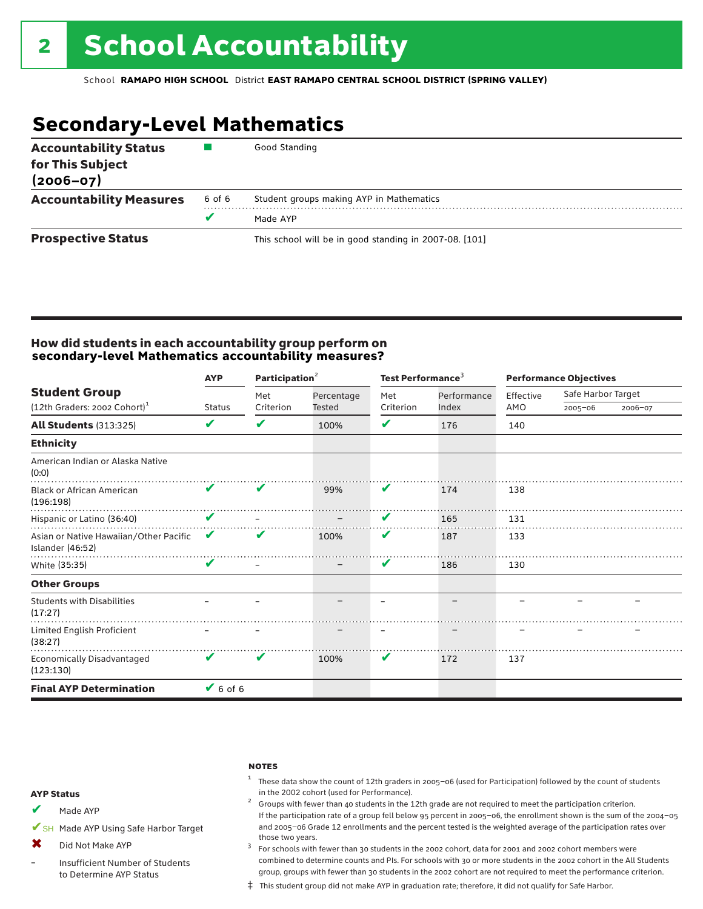# 2 School Accountability

School **RAMAPO HIGH SCHOOL** District **EAST RAMAPO CENTRAL SCHOOL DISTRICT (SPRING VALLEY)**

## Secondary-Level Mathematics

| | | |
|---|---|---|
| **Accountability Status for This Subject (2006–07)** | ■ | Good Standing |
| **Accountability Measures** | 6 of 6 | Student groups making AYP in Mathematics |
| | ✔ | Made AYP |
| **Prospective Status** | | This school will be in good standing in 2007-08. [101] |

### How did students in each accountability group perform on secondary-level Mathematics accountability measures?

| Student Group (12th Graders: 2002 Cohort)[1] | AYP | Participation[2] | | Test Performance[3] | | Performance Objectives | | |
|---|---|---|---|---|---|---|---|---|
| | Status | Met Criterion | Percentage Tested | Met Criterion | Performance Index | Effective AMO | Safe Harbor Target 2005–06 | Safe Harbor Target 2006–07 |
| **All Students** (313:325) | ✔ | ✔ | 100% | ✔ | 176 | 140 | | |
| **Ethnicity** | | | | | | | | |
| American Indian or Alaska Native (0:0) | | | | | | | | |
| Black or African American (196:198) | ✔ | ✔ | 99% | ✔ | 174 | 138 | | |
| Hispanic or Latino (36:40) | ✔ | – | – | ✔ | 165 | 131 | | |
| Asian or Native Hawaiian/Other Pacific Islander (46:52) | ✔ | ✔ | 100% | ✔ | 187 | 133 | | |
| White (35:35) | ✔ | – | – | ✔ | 186 | 130 | | |
| **Other Groups** | | | | | | | | |
| Students with Disabilities (17:27) | – | – | – | – | – | – | – | – |
| Limited English Proficient (38:27) | – | – | – | – | – | – | – | – |
| Economically Disadvantaged (123:130) | ✔ | ✔ | 100% | ✔ | 172 | 137 | | |
| **Final AYP Determination** | ✔ 6 of 6 | | | | | | | |

**AYP Status**

- ✔ Made AYP
- ✔SH Made AYP Using Safe Harbor Target
- ✖ Did Not Make AYP
- – Insufficient Number of Students to Determine AYP Status

**NOTES**

1 These data show the count of 12th graders in 2005–06 (used for Participation) followed by the count of students in the 2002 cohort (used for Performance).

2 Groups with fewer than 40 students in the 12th grade are not required to meet the participation criterion. If the participation rate of a group fell below 95 percent in 2005–06, the enrollment shown is the sum of the 2004–05 and 2005–06 Grade 12 enrollments and the percent tested is the weighted average of the participation rates over those two years.

3 For schools with fewer than 30 students in the 2002 cohort, data for 2001 and 2002 cohort members were combined to determine counts and PIs. For schools with 30 or more students in the 2002 cohort in the All Students group, groups with fewer than 30 students in the 2002 cohort are not required to meet the performance criterion.

‡ This student group did not make AYP in graduation rate; therefore, it did not qualify for Safe Harbor.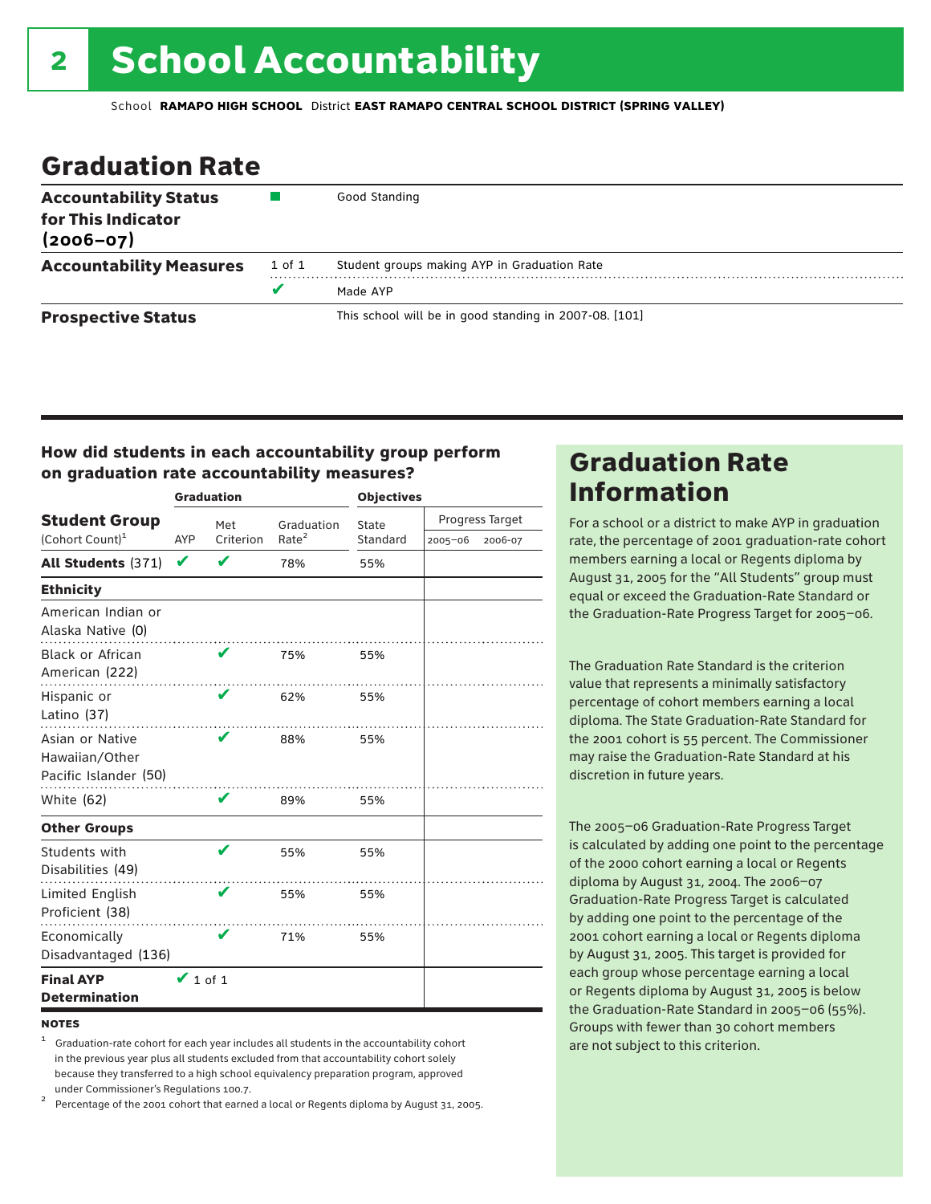# 2 School Accountability

School **RAMAPO HIGH SCHOOL** District **EAST RAMAPO CENTRAL SCHOOL DISTRICT (SPRING VALLEY)**

## Graduation Rate

| | | |
|---|---|---|
| **Accountability Status for This Indicator (2006–07)** | ■ | Good Standing |
| **Accountability Measures** | 1 of 1 | Student groups making AYP in Graduation Rate |
| | ✔ | Made AYP |
| **Prospective Status** | | This school will be in good standing in 2007-08. [101] |

### How did students in each accountability group perform on graduation rate accountability measures?

| Student Group (Cohort Count)[1] | Graduation | | | Objectives | | |
|---|---|---|---|---|---|---|
| | AYP | Met Criterion | Graduation Rate[2] | State Standard | Progress Target 2005–06 | Progress Target 2006-07 |
| **All Students** (371) | ✔ | ✔ | 78% | 55% | | |
| **Ethnicity** | | | | | | |
| American Indian or Alaska Native (0) | | | | | | |
| Black or African American (222) | | ✔ | 75% | 55% | | |
| Hispanic or Latino (37) | | ✔ | 62% | 55% | | |
| Asian or Native Hawaiian/Other Pacific Islander (50) | | ✔ | 88% | 55% | | |
| White (62) | | ✔ | 89% | 55% | | |
| **Other Groups** | | | | | | |
| Students with Disabilities (49) | | ✔ | 55% | 55% | | |
| Limited English Proficient (38) | | ✔ | 55% | 55% | | |
| Economically Disadvantaged (136) | | ✔ | 71% | 55% | | |
| **Final AYP Determination** | ✔ 1 of 1 | | | | | |

**NOTES**

[1] Graduation-rate cohort for each year includes all students in the accountability cohort in the previous year plus all students excluded from that accountability cohort solely because they transferred to a high school equivalency preparation program, approved under Commissioner's Regulations 100.7.

[2] Percentage of the 2001 cohort that earned a local or Regents diploma by August 31, 2005.

## Graduation Rate Information

For a school or a district to make AYP in graduation rate, the percentage of 2001 graduation-rate cohort members earning a local or Regents diploma by August 31, 2005 for the "All Students" group must equal or exceed the Graduation-Rate Standard or the Graduation-Rate Progress Target for 2005–06.

The Graduation Rate Standard is the criterion value that represents a minimally satisfactory percentage of cohort members earning a local diploma. The State Graduation-Rate Standard for the 2001 cohort is 55 percent. The Commissioner may raise the Graduation-Rate Standard at his discretion in future years.

The 2005–06 Graduation-Rate Progress Target is calculated by adding one point to the percentage of the 2000 cohort earning a local or Regents diploma by August 31, 2004. The 2006–07 Graduation-Rate Progress Target is calculated by adding one point to the percentage of the 2001 cohort earning a local or Regents diploma by August 31, 2005. This target is provided for each group whose percentage earning a local or Regents diploma by August 31, 2005 is below the Graduation-Rate Standard in 2005–06 (55%). Groups with fewer than 30 cohort members are not subject to this criterion.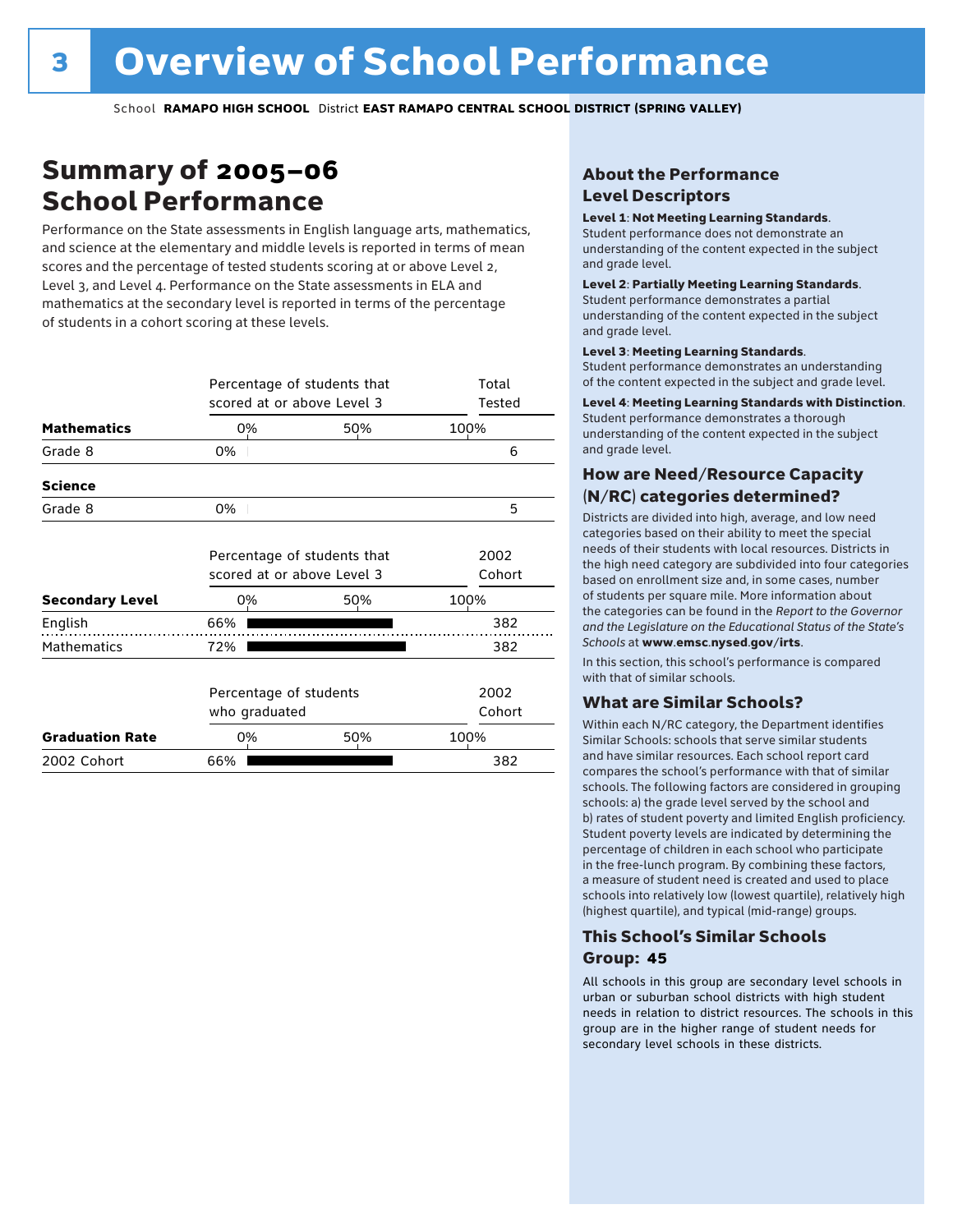# 3 Overview of School Performance

School **RAMAPO HIGH SCHOOL** District **EAST RAMAPO CENTRAL SCHOOL DISTRICT (SPRING VALLEY)**

## Summary of 2005–06 School Performance

Performance on the State assessments in English language arts, mathematics, and science at the elementary and middle levels is reported in terms of mean scores and the percentage of tested students scoring at or above Level 2, Level 3, and Level 4. Performance on the State assessments in ELA and mathematics at the secondary level is reported in terms of the percentage of students in a cohort scoring at these levels.

| | Percentage of students that scored at or above Level 3 | Total Tested |
|---|---|---|
| **Mathematics** | | |
| Grade 8 | 0% | 6 |
| **Science** | | |
| Grade 8 | 0% | 5 |

| | Percentage of students that scored at or above Level 3 | 2002 Cohort |
|---|---|---|
| **Secondary Level** | | |
| English | 66% | 382 |
| Mathematics | 72% | 382 |

| | Percentage of students who graduated | 2002 Cohort |
|---|---|---|
| **Graduation Rate** | | |
| 2002 Cohort | 66% | 382 |

### About the Performance Level Descriptors

**Level 1**: **Not Meeting Learning Standards**. Student performance does not demonstrate an understanding of the content expected in the subject and grade level.

**Level 2**: **Partially Meeting Learning Standards**. Student performance demonstrates a partial understanding of the content expected in the subject and grade level.

**Level 3**: **Meeting Learning Standards**. Student performance demonstrates an understanding of the content expected in the subject and grade level.

**Level 4**: **Meeting Learning Standards with Distinction**. Student performance demonstrates a thorough understanding of the content expected in the subject and grade level.

### How are Need/Resource Capacity (N/RC) categories determined?

Districts are divided into high, average, and low need categories based on their ability to meet the special needs of their students with local resources. Districts in the high need category are subdivided into four categories based on enrollment size and, in some cases, number of students per square mile. More information about the categories can be found in the *Report to the Governor and the Legislature on the Educational Status of the State's Schools* at **www.emsc.nysed.gov/irts**.

In this section, this school's performance is compared with that of similar schools.

### What are Similar Schools?

Within each N/RC category, the Department identifies Similar Schools: schools that serve similar students and have similar resources. Each school report card compares the school's performance with that of similar schools. The following factors are considered in grouping schools: a) the grade level served by the school and b) rates of student poverty and limited English proficiency. Student poverty levels are indicated by determining the percentage of children in each school who participate in the free-lunch program. By combining these factors, a measure of student need is created and used to place schools into relatively low (lowest quartile), relatively high (highest quartile), and typical (mid-range) groups.

### This School's Similar Schools Group: 45

All schools in this group are secondary level schools in urban or suburban school districts with high student needs in relation to district resources. The schools in this group are in the higher range of student needs for secondary level schools in these districts.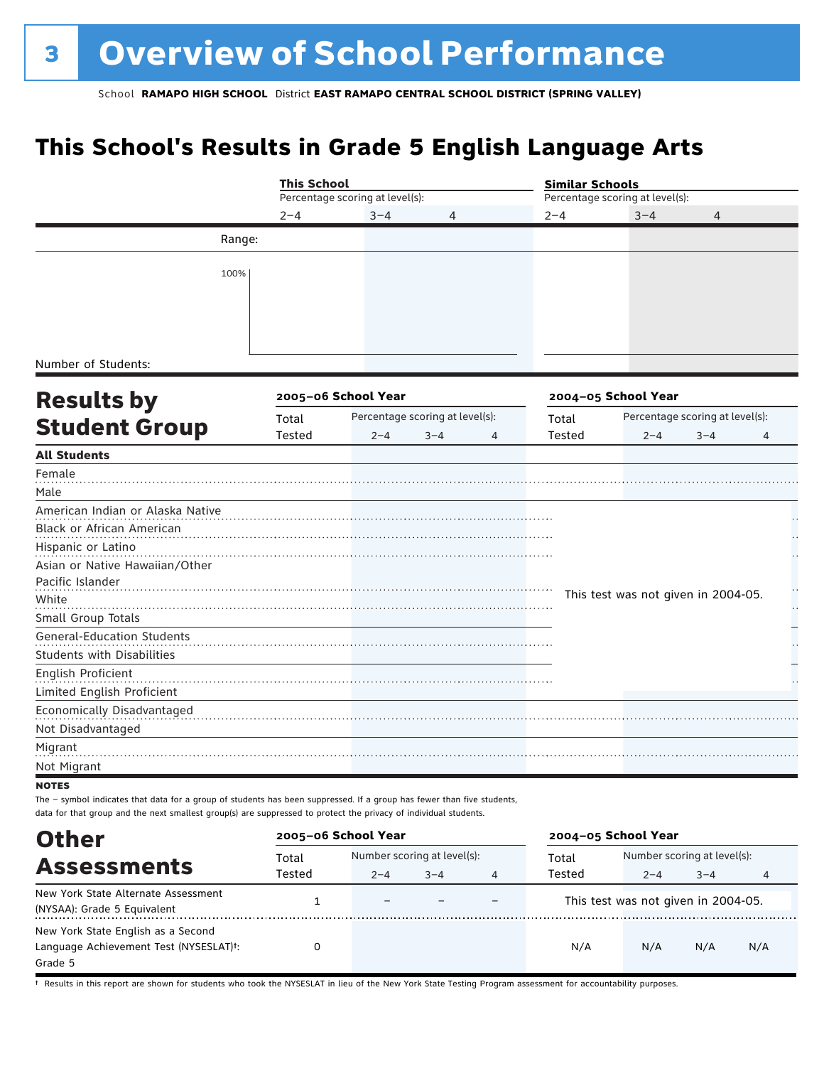# 3 Overview of School Performance

School **RAMAPO HIGH SCHOOL** District **EAST RAMAPO CENTRAL SCHOOL DISTRICT (SPRING VALLEY)**

## This School's Results in Grade 5 English Language Arts

| | This School | | | Similar Schools | | |
|---|---|---|---|---|---|---|
| | Percentage scoring at level(s): | | | Percentage scoring at level(s): | | |
| | 2–4 | 3–4 | 4 | 2–4 | 3–4 | 4 |
| Range: | | | | | | |
| 100% | | | | | | |
| Number of Students: | | | | | | |

## Results by Student Group

| | 2005–06 School Year | | | | 2004–05 School Year | | | |
|---|---|---|---|---|---|---|---|---|
| | Total Tested | Percentage scoring at level(s): 2–4 | 3–4 | 4 | Total Tested | Percentage scoring at level(s): 2–4 | 3–4 | 4 |
| **All Students** | | | | | | | | |
| Female | | | | | | | | |
| Male | | | | | | | | |
| American Indian or Alaska Native | | | | | This test was not given in 2004-05. | | | |
| Black or African American | | | | | | | | |
| Hispanic or Latino | | | | | | | | |
| Asian or Native Hawaiian/Other Pacific Islander | | | | | | | | |
| White | | | | | | | | |
| Small Group Totals | | | | | | | | |
| General-Education Students | | | | | | | | |
| Students with Disabilities | | | | | | | | |
| English Proficient | | | | | | | | |
| Limited English Proficient | | | | | | | | |
| Economically Disadvantaged | | | | | | | | |
| Not Disadvantaged | | | | | | | | |
| Migrant | | | | | | | | |
| Not Migrant | | | | | | | | |

**NOTES**

The – symbol indicates that data for a group of students has been suppressed. If a group has fewer than five students, data for that group and the next smallest group(s) are suppressed to protect the privacy of individual students.

## Other Assessments

| | 2005–06 School Year | | | | 2004–05 School Year | | | |
|---|---|---|---|---|---|---|---|---|
| | Total Tested | Number scoring at level(s): 2–4 | 3–4 | 4 | Total Tested | Number scoring at level(s): 2–4 | 3–4 | 4 |
| New York State Alternate Assessment (NYSAA): Grade 5 Equivalent | 1 | – | – | – | This test was not given in 2004-05. | | | |
| New York State English as a Second Language Achievement Test (NYSESLAT)†: Grade 5 | 0 | | | | N/A | N/A | N/A | N/A |

† Results in this report are shown for students who took the NYSESLAT in lieu of the New York State Testing Program assessment for accountability purposes.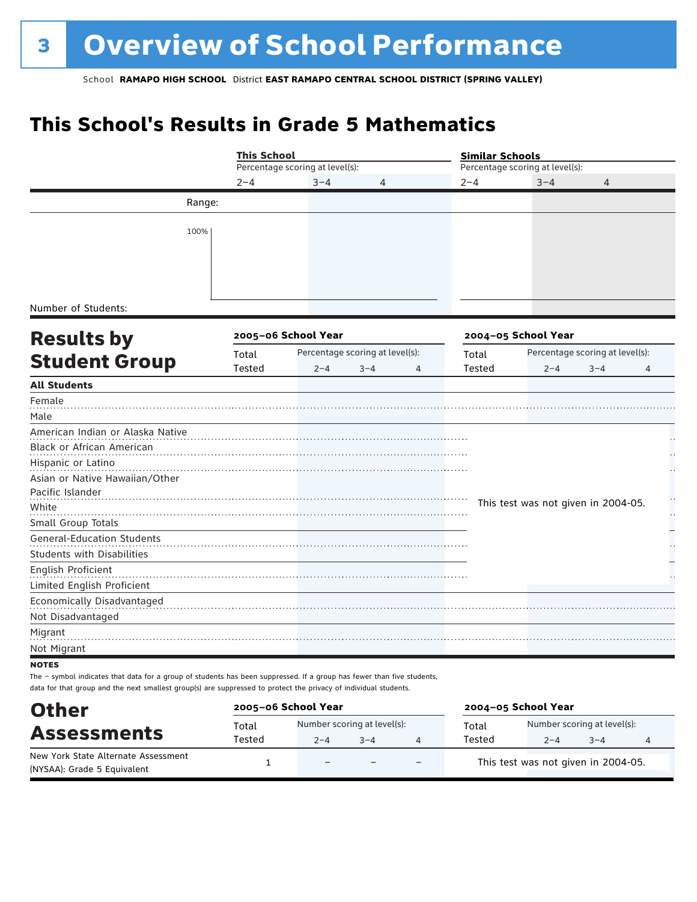# 3 Overview of School Performance

School **RAMAPO HIGH SCHOOL** District **EAST RAMAPO CENTRAL SCHOOL DISTRICT (SPRING VALLEY)**

## This School's Results in Grade 5 Mathematics

| | This School | | | Similar Schools | | |
|---|---|---|---|---|---|---|
| | Percentage scoring at level(s): | | | Percentage scoring at level(s): | | |
| | 2–4 | 3–4 | 4 | 2–4 | 3–4 | 4 |
| Range: | | | | | | |
| 100% | | | | | | |
| Number of Students: | | | | | | |

## Results by Student Group

| | 2005–06 School Year | | | | 2004–05 School Year | | | |
|---|---|---|---|---|---|---|---|---|
| | Total Tested | Percentage scoring at level(s): | | | Total Tested | Percentage scoring at level(s): | | |
| | | 2–4 | 3–4 | 4 | | 2–4 | 3–4 | 4 |
| **All Students** | | | | | | | | |
| Female | | | | | | | | |
| Male | | | | | | | | |
| American Indian or Alaska Native | | | | | This test was not given in 2004-05. | | | |
| Black or African American | | | | | | | | |
| Hispanic or Latino | | | | | | | | |
| Asian or Native Hawaiian/Other Pacific Islander | | | | | | | | |
| White | | | | | | | | |
| Small Group Totals | | | | | | | | |
| General-Education Students | | | | | | | | |
| Students with Disabilities | | | | | | | | |
| English Proficient | | | | | | | | |
| Limited English Proficient | | | | | | | | |
| Economically Disadvantaged | | | | | | | | |
| Not Disadvantaged | | | | | | | | |
| Migrant | | | | | | | | |
| Not Migrant | | | | | | | | |

**NOTES**

The – symbol indicates that data for a group of students has been suppressed. If a group has fewer than five students, data for that group and the next smallest group(s) are suppressed to protect the privacy of individual students.

## Other Assessments

| | 2005–06 School Year | | | | 2004–05 School Year | | | |
|---|---|---|---|---|---|---|---|---|
| | Total Tested | Number scoring at level(s): | | | Total Tested | Number scoring at level(s): | | |
| | | 2–4 | 3–4 | 4 | | 2–4 | 3–4 | 4 |
| New York State Alternate Assessment (NYSAA): Grade 5 Equivalent | 1 | – | – | – | This test was not given in 2004-05. | | | |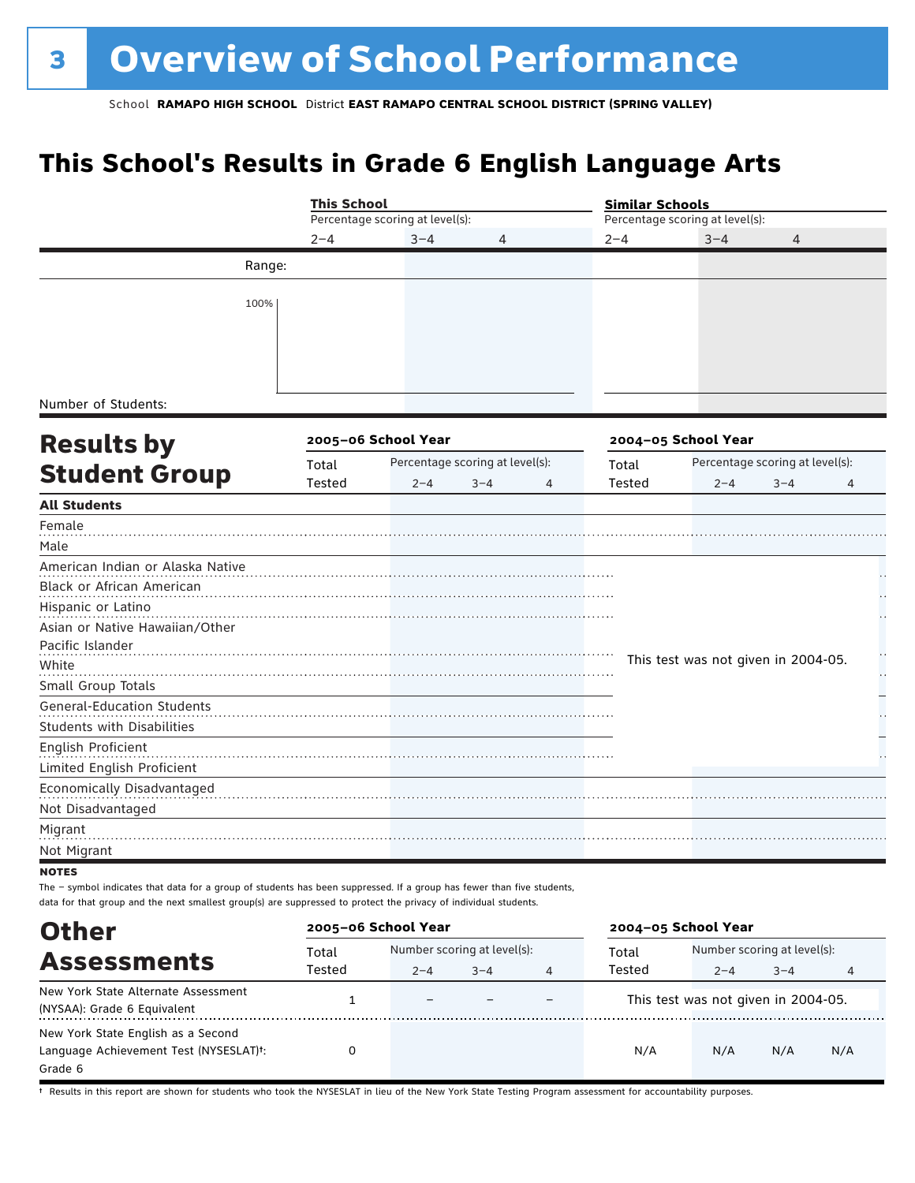# 3 Overview of School Performance

School **RAMAPO HIGH SCHOOL** District **EAST RAMAPO CENTRAL SCHOOL DISTRICT (SPRING VALLEY)**

## This School's Results in Grade 6 English Language Arts

| | This School | | | Similar Schools | | |
|---|---|---|---|---|---|---|
| | Percentage scoring at level(s): | | | Percentage scoring at level(s): | | |
| | 2–4 | 3–4 | 4 | 2–4 | 3–4 | 4 |
| Range: | | | | | | |
| 100% | | | | | | |
| Number of Students: | | | | | | |

## Results by Student Group

| | 2005–06 School Year | | | | 2004–05 School Year | | | |
|---|---|---|---|---|---|---|---|---|
| | Total Tested | Percentage scoring at level(s): 2–4 | 3–4 | 4 | Total Tested | Percentage scoring at level(s): 2–4 | 3–4 | 4 |
| **All Students** | | | | | | | | |
| Female | | | | | | | | |
| Male | | | | | | | | |
| American Indian or Alaska Native | | | | | This test was not given in 2004-05. | | | |
| Black or African American | | | | | | | | |
| Hispanic or Latino | | | | | | | | |
| Asian or Native Hawaiian/Other Pacific Islander | | | | | | | | |
| White | | | | | | | | |
| Small Group Totals | | | | | | | | |
| General-Education Students | | | | | | | | |
| Students with Disabilities | | | | | | | | |
| English Proficient | | | | | | | | |
| Limited English Proficient | | | | | | | | |
| Economically Disadvantaged | | | | | | | | |
| Not Disadvantaged | | | | | | | | |
| Migrant | | | | | | | | |
| Not Migrant | | | | | | | | |

**NOTES**

The – symbol indicates that data for a group of students has been suppressed. If a group has fewer than five students, data for that group and the next smallest group(s) are suppressed to protect the privacy of individual students.

## Other Assessments

| | 2005–06 School Year | | | | 2004–05 School Year | | | |
|---|---|---|---|---|---|---|---|---|
| | Total Tested | Number scoring at level(s): 2–4 | 3–4 | 4 | Total Tested | Number scoring at level(s): 2–4 | 3–4 | 4 |
| New York State Alternate Assessment (NYSAA): Grade 6 Equivalent | 1 | – | – | – | This test was not given in 2004-05. | | | |
| New York State English as a Second Language Achievement Test (NYSESLAT)†: Grade 6 | 0 | | | | N/A | N/A | N/A | N/A |

† Results in this report are shown for students who took the NYSESLAT in lieu of the New York State Testing Program assessment for accountability purposes.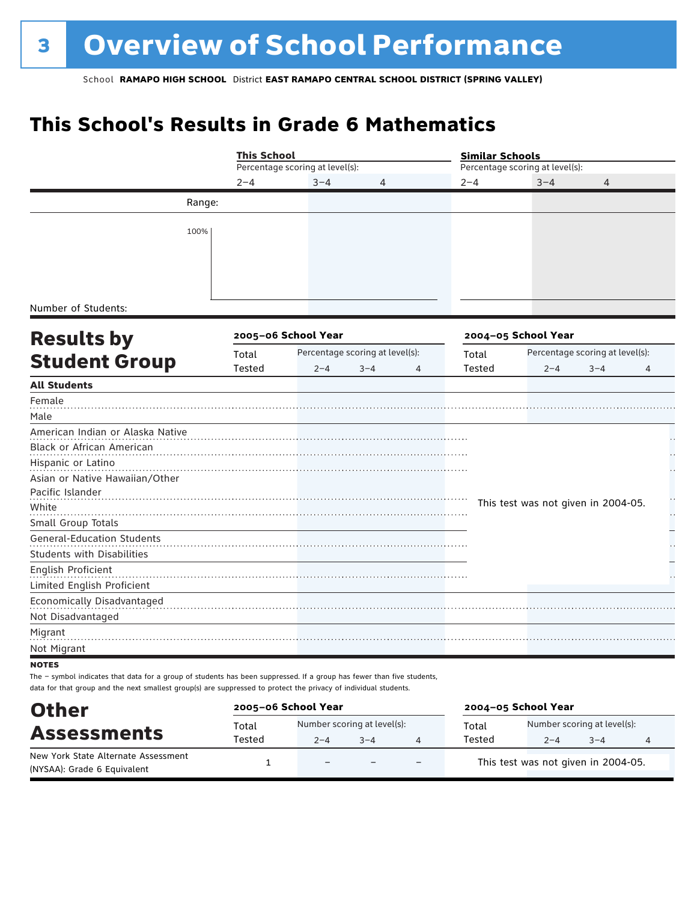# 3 Overview of School Performance

School **RAMAPO HIGH SCHOOL** District **EAST RAMAPO CENTRAL SCHOOL DISTRICT (SPRING VALLEY)**

## This School's Results in Grade 6 Mathematics

| | This School | | | Similar Schools | | |
|---|---|---|---|---|---|---|
| | Percentage scoring at level(s): | | | Percentage scoring at level(s): | | |
| | 2–4 | 3–4 | 4 | 2–4 | 3–4 | 4 |
| Range: | | | | | | |
| 100% | | | | | | |
| Number of Students: | | | | | | |

## Results by Student Group

| | 2005–06 School Year | | | | 2004–05 School Year | | | |
|---|---|---|---|---|---|---|---|---|
| | Total Tested | Percentage scoring at level(s): 2–4 | 3–4 | 4 | Total Tested | Percentage scoring at level(s): 2–4 | 3–4 | 4 |
| **All Students** | | | | | | | | |
| Female | | | | | | | | |
| Male | | | | | | | | |
| American Indian or Alaska Native | | | | | This test was not given in 2004-05. | | | |
| Black or African American | | | | | | | | |
| Hispanic or Latino | | | | | | | | |
| Asian or Native Hawaiian/Other Pacific Islander | | | | | | | | |
| White | | | | | | | | |
| Small Group Totals | | | | | | | | |
| General-Education Students | | | | | | | | |
| Students with Disabilities | | | | | | | | |
| English Proficient | | | | | | | | |
| Limited English Proficient | | | | | | | | |
| Economically Disadvantaged | | | | | | | | |
| Not Disadvantaged | | | | | | | | |
| Migrant | | | | | | | | |
| Not Migrant | | | | | | | | |

**NOTES**

The – symbol indicates that data for a group of students has been suppressed. If a group has fewer than five students, data for that group and the next smallest group(s) are suppressed to protect the privacy of individual students.

## Other Assessments

| | 2005–06 School Year | | | | 2004–05 School Year | | | |
|---|---|---|---|---|---|---|---|---|
| | Total Tested | Number scoring at level(s): 2–4 | 3–4 | 4 | Total Tested | Number scoring at level(s): 2–4 | 3–4 | 4 |
| New York State Alternate Assessment (NYSAA): Grade 6 Equivalent | 1 | – | – | – | This test was not given in 2004-05. | | | |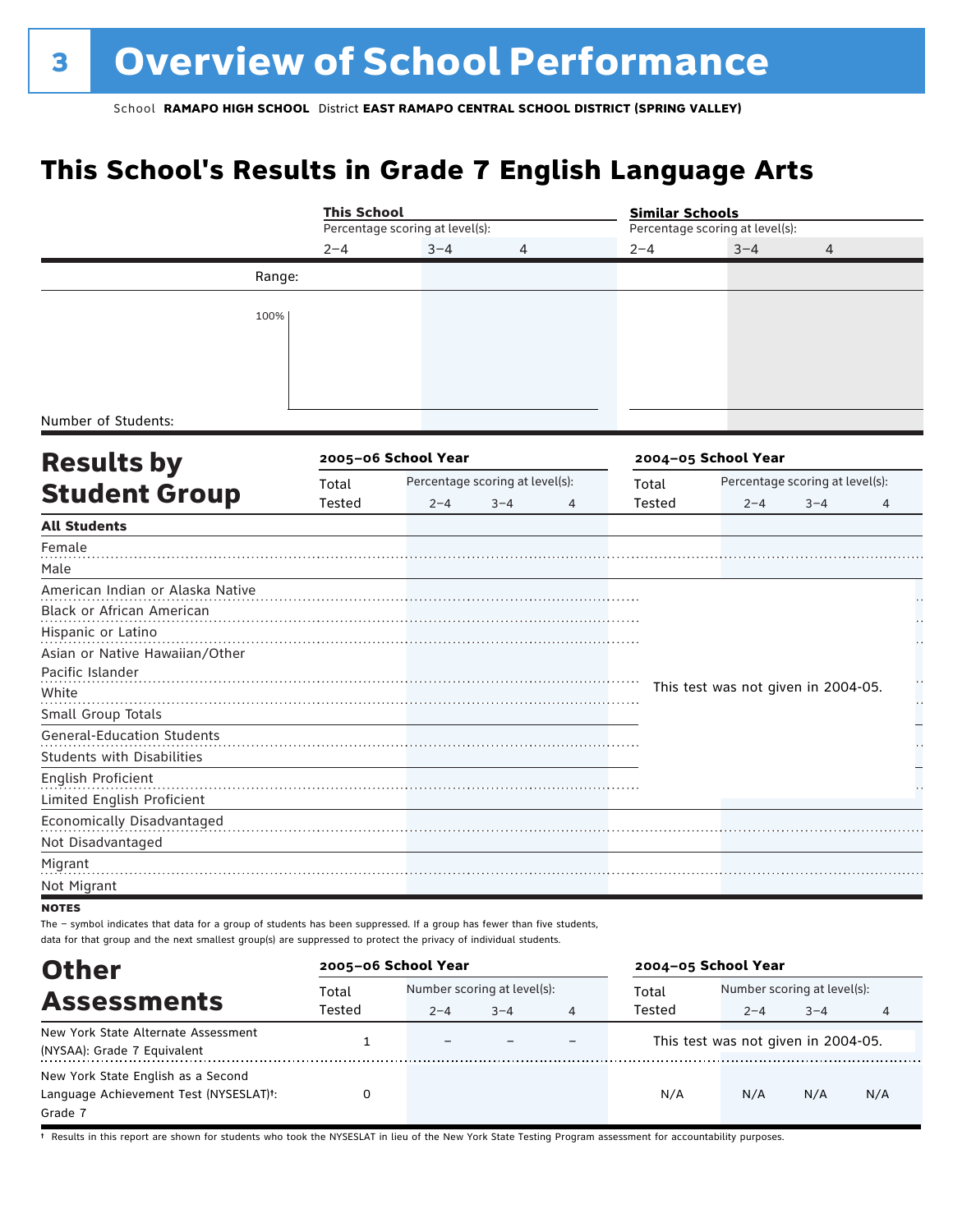# 3 Overview of School Performance

School **RAMAPO HIGH SCHOOL** District **EAST RAMAPO CENTRAL SCHOOL DISTRICT (SPRING VALLEY)**

## This School's Results in Grade 7 English Language Arts

| | This School | | | Similar Schools | | |
|---|---|---|---|---|---|---|
| | Percentage scoring at level(s): | | | Percentage scoring at level(s): | | |
| | 2–4 | 3–4 | 4 | 2–4 | 3–4 | 4 |
| Range: | | | | | | |
| 100% | | | | | | |
| Number of Students: | | | | | | |

## Results by Student Group

| | 2005–06 School Year | | | | 2004–05 School Year | | | |
|---|---|---|---|---|---|---|---|---|
| | Total Tested | Percentage scoring at level(s): 2–4 | 3–4 | 4 | Total Tested | Percentage scoring at level(s): 2–4 | 3–4 | 4 |
| **All Students** | | | | | | | | |
| Female | | | | | | | | |
| Male | | | | | | | | |
| American Indian or Alaska Native | | | | | This test was not given in 2004-05. | | | |
| Black or African American | | | | | | | | |
| Hispanic or Latino | | | | | | | | |
| Asian or Native Hawaiian/Other Pacific Islander | | | | | | | | |
| White | | | | | | | | |
| Small Group Totals | | | | | | | | |
| General-Education Students | | | | | | | | |
| Students with Disabilities | | | | | | | | |
| English Proficient | | | | | | | | |
| Limited English Proficient | | | | | | | | |
| Economically Disadvantaged | | | | | | | | |
| Not Disadvantaged | | | | | | | | |
| Migrant | | | | | | | | |
| Not Migrant | | | | | | | | |

**NOTES**

The – symbol indicates that data for a group of students has been suppressed. If a group has fewer than five students, data for that group and the next smallest group(s) are suppressed to protect the privacy of individual students.

## Other Assessments

| | 2005–06 School Year | | | | 2004–05 School Year | | | |
|---|---|---|---|---|---|---|---|---|
| | Total Tested | Number scoring at level(s): 2–4 | 3–4 | 4 | Total Tested | Number scoring at level(s): 2–4 | 3–4 | 4 |
| New York State Alternate Assessment (NYSAA): Grade 7 Equivalent | 1 | – | – | – | This test was not given in 2004-05. | | | |
| New York State English as a Second Language Achievement Test (NYSESLAT)†: Grade 7 | 0 | | | | N/A | N/A | N/A | N/A |

† Results in this report are shown for students who took the NYSESLAT in lieu of the New York State Testing Program assessment for accountability purposes.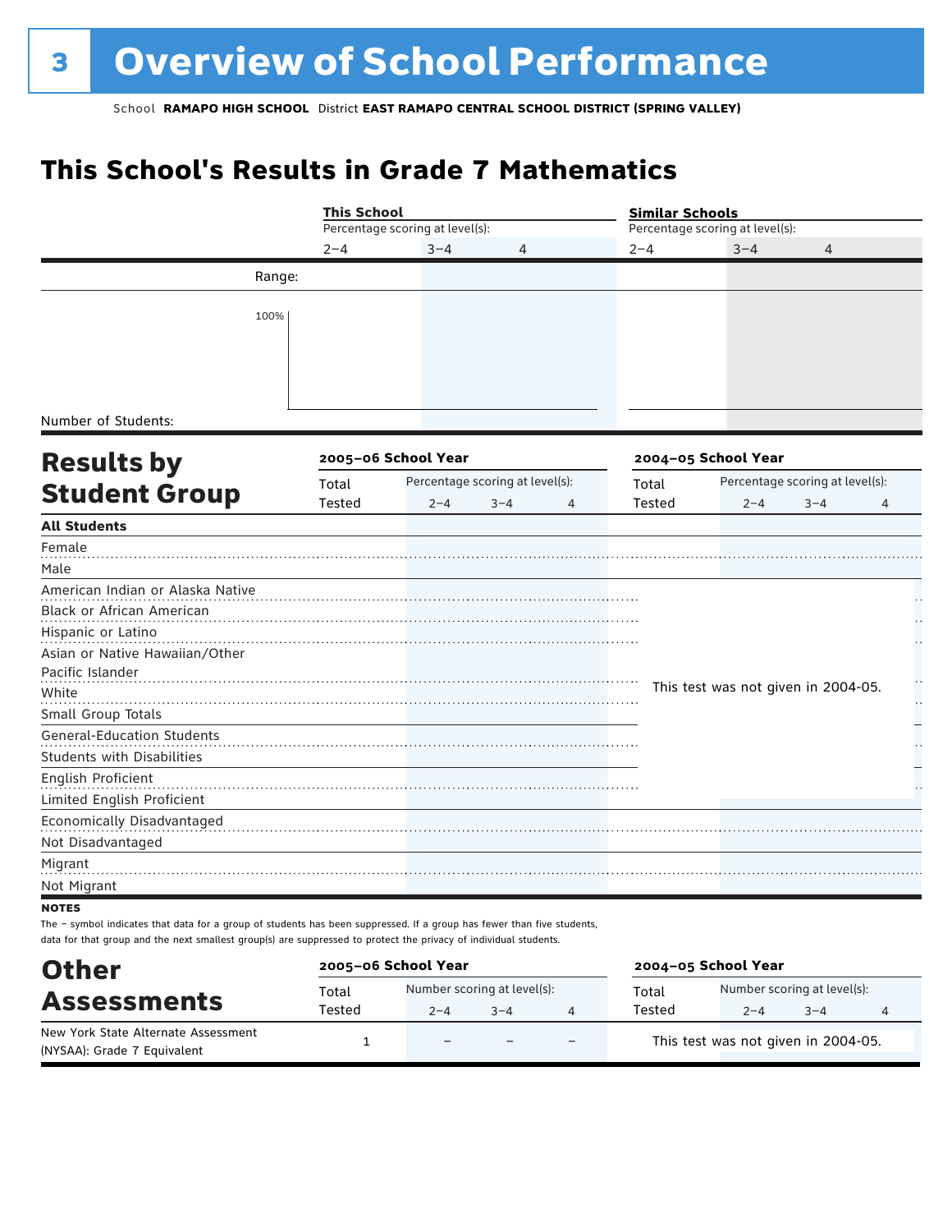# 3 Overview of School Performance

School **RAMAPO HIGH SCHOOL** District **EAST RAMAPO CENTRAL SCHOOL DISTRICT (SPRING VALLEY)**

## This School's Results in Grade 7 Mathematics

| | This School<br>Percentage scoring at level(s): | | | Similar Schools<br>Percentage scoring at level(s): | | |
|---|---|---|---|---|---|---|
| | 2–4 | 3–4 | 4 | 2–4 | 3–4 | 4 |
| Range: | | | | | | |
| 100% | | | | | | |
| Number of Students: | | | | | | |

## Results by Student Group

| | 2005–06 School Year | | | | 2004–05 School Year | | | |
|---|---|---|---|---|---|---|---|---|
| | Total Tested | Percentage scoring at level(s): 2–4 | 3–4 | 4 | Total Tested | Percentage scoring at level(s): 2–4 | 3–4 | 4 |
| **All Students** | | | | | | | | |
| Female | | | | | | | | |
| Male | | | | | | | | |
| American Indian or Alaska Native | | | | | This test was not given in 2004-05. | | | |
| Black or African American | | | | | | | | |
| Hispanic or Latino | | | | | | | | |
| Asian or Native Hawaiian/Other Pacific Islander | | | | | | | | |
| White | | | | | | | | |
| Small Group Totals | | | | | | | | |
| General-Education Students | | | | | | | | |
| Students with Disabilities | | | | | | | | |
| English Proficient | | | | | | | | |
| Limited English Proficient | | | | | | | | |
| Economically Disadvantaged | | | | | | | | |
| Not Disadvantaged | | | | | | | | |
| Migrant | | | | | | | | |
| Not Migrant | | | | | | | | |

**NOTES**

The – symbol indicates that data for a group of students has been suppressed. If a group has fewer than five students, data for that group and the next smallest group(s) are suppressed to protect the privacy of individual students.

## Other Assessments

| | 2005–06 School Year | | | | 2004–05 School Year | | | |
|---|---|---|---|---|---|---|---|---|
| | Total Tested | Number scoring at level(s): 2–4 | 3–4 | 4 | Total Tested | Number scoring at level(s): 2–4 | 3–4 | 4 |
| New York State Alternate Assessment (NYSAA): Grade 7 Equivalent | 1 | – | – | – | This test was not given in 2004-05. | | | |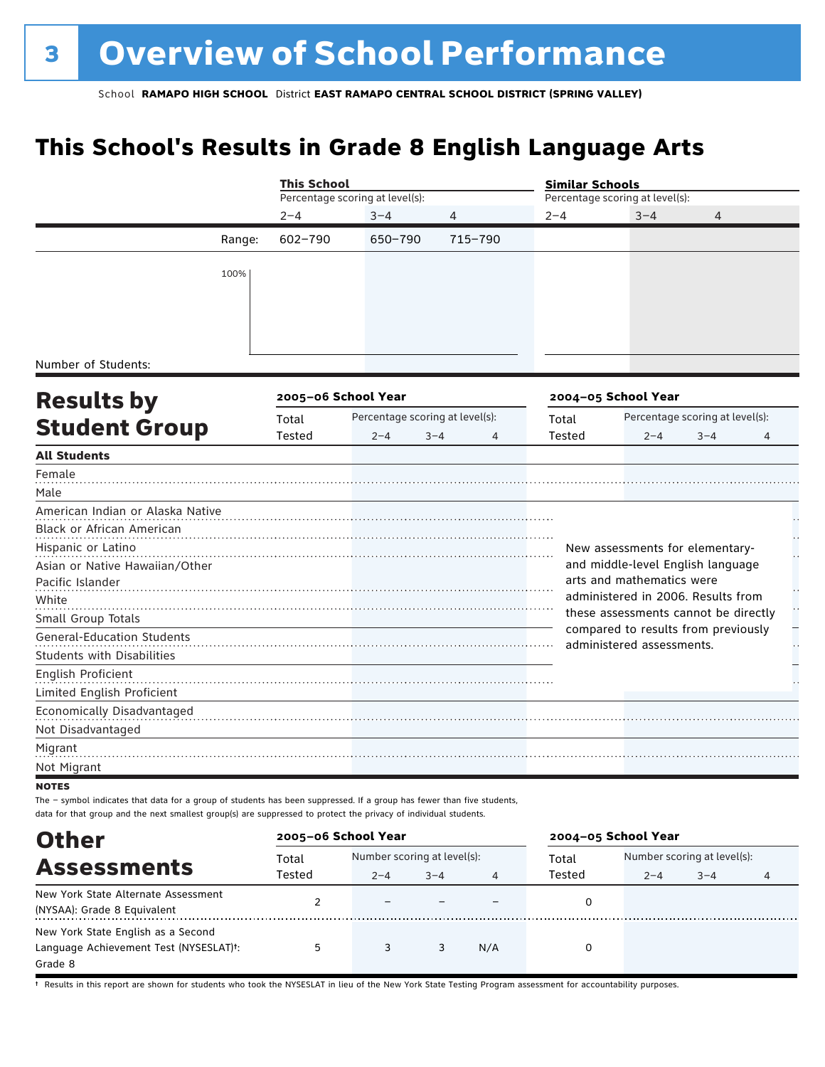# 3 Overview of School Performance

School **RAMAPO HIGH SCHOOL** District **EAST RAMAPO CENTRAL SCHOOL DISTRICT (SPRING VALLEY)**

## This School's Results in Grade 8 English Language Arts

| | This School | | | Similar Schools | | |
|---|---|---|---|---|---|---|
| | Percentage scoring at level(s): | | | Percentage scoring at level(s): | | |
| | 2–4 | 3–4 | 4 | 2–4 | 3–4 | 4 |
| Range: | 602–790 | 650–790 | 715–790 | | | |
| 100% | | | | | | |
| Number of Students: | | | | | | |

## Results by Student Group

| | 2005–06 School Year | | | | 2004–05 School Year | | | |
|---|---|---|---|---|---|---|---|---|
| | Total Tested | Percentage scoring at level(s): 2–4 | 3–4 | 4 | Total Tested | Percentage scoring at level(s): 2–4 | 3–4 | 4 |
| **All Students** | | | | | | | | |
| Female | | | | | | | | |
| Male | | | | | | | | |
| American Indian or Alaska Native | | | | | | | | |
| Black or African American | | | | | | | | |
| Hispanic or Latino | | | | | | | | |
| Asian or Native Hawaiian/Other Pacific Islander | | | | | | | | |
| White | | | | | | | | |
| Small Group Totals | | | | | | | | |
| General-Education Students | | | | | | | | |
| Students with Disabilities | | | | | | | | |
| English Proficient | | | | | | | | |
| Limited English Proficient | | | | | | | | |
| Economically Disadvantaged | | | | | | | | |
| Not Disadvantaged | | | | | | | | |
| Migrant | | | | | | | | |
| Not Migrant | | | | | | | | |

New assessments for elementary- and middle-level English language arts and mathematics were administered in 2006. Results from these assessments cannot be directly compared to results from previously administered assessments.

**NOTES**

The – symbol indicates that data for a group of students has been suppressed. If a group has fewer than five students, data for that group and the next smallest group(s) are suppressed to protect the privacy of individual students.

## Other Assessments

| | 2005–06 School Year | | | | 2004–05 School Year | | | |
|---|---|---|---|---|---|---|---|---|
| | Total Tested | Number scoring at level(s): 2–4 | 3–4 | 4 | Total Tested | Number scoring at level(s): 2–4 | 3–4 | 4 |
| New York State Alternate Assessment (NYSAA): Grade 8 Equivalent | 2 | – | – | – | 0 | | | |
| New York State English as a Second Language Achievement Test (NYSESLAT)†: Grade 8 | 5 | 3 | 3 | N/A | 0 | | | |

† Results in this report are shown for students who took the NYSESLAT in lieu of the New York State Testing Program assessment for accountability purposes.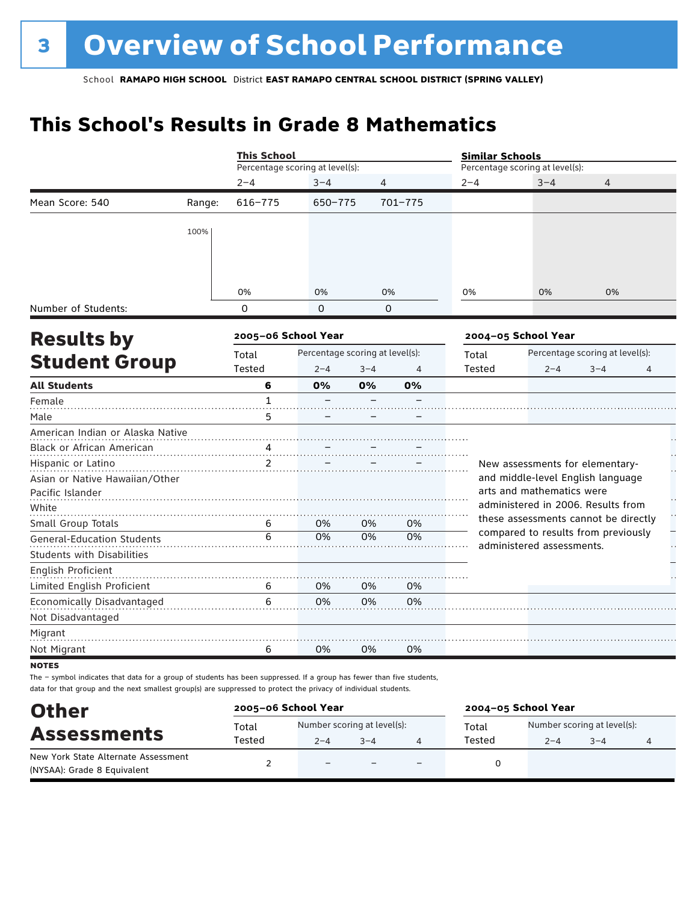# 3 Overview of School Performance

School **RAMAPO HIGH SCHOOL** District **EAST RAMAPO CENTRAL SCHOOL DISTRICT (SPRING VALLEY)**

## This School's Results in Grade 8 Mathematics

| | | This School | | | Similar Schools | | |
|---|---|---|---|---|---|---|---|
| | | Percentage scoring at level(s): | | | Percentage scoring at level(s): | | |
| | | 2–4 | 3–4 | 4 | 2–4 | 3–4 | 4 |
| Mean Score: 540 | Range: | 616–775 | 650–775 | 701–775 | | | |
| | | 0% | 0% | 0% | 0% | 0% | 0% |
| Number of Students: | | 0 | 0 | 0 | | | |

## Results by Student Group

| | 2005–06 School Year | | | | 2004–05 School Year | | | |
|---|---|---|---|---|---|---|---|---|
| | Total Tested | Percentage scoring at level(s): 2–4 | 3–4 | 4 | Total Tested | Percentage scoring at level(s): 2–4 | 3–4 | 4 |
| **All Students** | **6** | **0%** | **0%** | **0%** | | | | |
| Female | 1 | – | – | – | | | | |
| Male | 5 | – | – | – | | | | |
| American Indian or Alaska Native | | | | | | | | |
| Black or African American | 4 | – | – | – | | | | |
| Hispanic or Latino | 2 | – | – | – | | | | |
| Asian or Native Hawaiian/Other Pacific Islander | | | | | | | | |
| White | | | | | | | | |
| Small Group Totals | 6 | 0% | 0% | 0% | | | | |
| General-Education Students | 6 | 0% | 0% | 0% | | | | |
| Students with Disabilities | | | | | | | | |
| English Proficient | | | | | | | | |
| Limited English Proficient | 6 | 0% | 0% | 0% | | | | |
| Economically Disadvantaged | 6 | 0% | 0% | 0% | | | | |
| Not Disadvantaged | | | | | | | | |
| Migrant | | | | | | | | |
| Not Migrant | 6 | 0% | 0% | 0% | | | | |

New assessments for elementary- and middle-level English language arts and mathematics were administered in 2006. Results from these assessments cannot be directly compared to results from previously administered assessments.

**NOTES**

The – symbol indicates that data for a group of students has been suppressed. If a group has fewer than five students, data for that group and the next smallest group(s) are suppressed to protect the privacy of individual students.

## Other Assessments

| | 2005–06 School Year | | | | 2004–05 School Year | | | |
|---|---|---|---|---|---|---|---|---|
| | Total Tested | Number scoring at level(s): 2–4 | 3–4 | 4 | Total Tested | Number scoring at level(s): 2–4 | 3–4 | 4 |
| New York State Alternate Assessment (NYSAA): Grade 8 Equivalent | 2 | – | – | – | 0 | | | |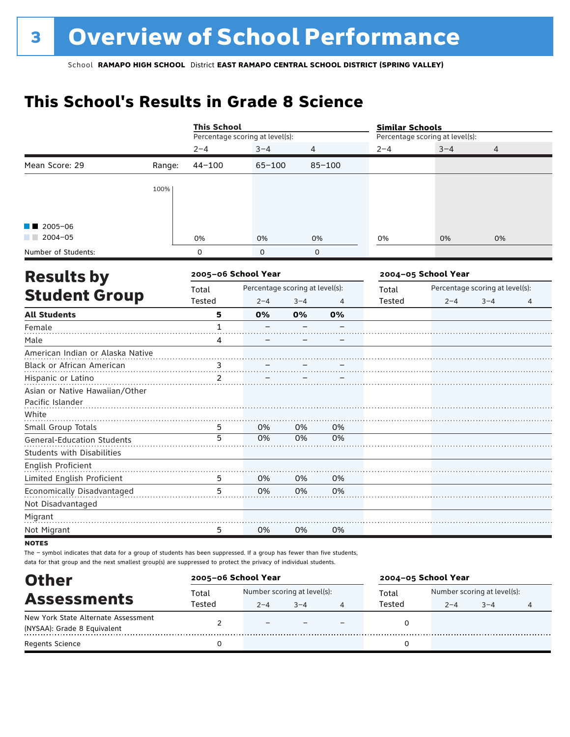# 3 Overview of School Performance

School **RAMAPO HIGH SCHOOL** District **EAST RAMAPO CENTRAL SCHOOL DISTRICT (SPRING VALLEY)**

## This School's Results in Grade 8 Science

| | | This School | | | Similar Schools | | |
|---|---|---|---|---|---|---|---|
| | | Percentage scoring at level(s): | | | Percentage scoring at level(s): | | |
| | | 2–4 | 3–4 | 4 | 2–4 | 3–4 | 4 |
| Mean Score: 29 | Range: | 44–100 | 65–100 | 85–100 | | | |
| 2005–06 / 2004–05 | | 0% | 0% | 0% | 0% | 0% | 0% |
| Number of Students: | | 0 | 0 | 0 | | | |

## Results by Student Group

| | 2005–06 School Year | | | | 2004–05 School Year | | | |
|---|---|---|---|---|---|---|---|---|
| | Total Tested | Percentage scoring at level(s): 2–4 | 3–4 | 4 | Total Tested | Percentage scoring at level(s): 2–4 | 3–4 | 4 |
| **All Students** | **5** | **0%** | **0%** | **0%** | | | | |
| Female | 1 | – | – | – | | | | |
| Male | 4 | – | – | – | | | | |
| American Indian or Alaska Native | | | | | | | | |
| Black or African American | 3 | – | – | – | | | | |
| Hispanic or Latino | 2 | – | – | – | | | | |
| Asian or Native Hawaiian/Other Pacific Islander | | | | | | | | |
| White | | | | | | | | |
| Small Group Totals | 5 | 0% | 0% | 0% | | | | |
| General-Education Students | 5 | 0% | 0% | 0% | | | | |
| Students with Disabilities | | | | | | | | |
| English Proficient | | | | | | | | |
| Limited English Proficient | 5 | 0% | 0% | 0% | | | | |
| Economically Disadvantaged | 5 | 0% | 0% | 0% | | | | |
| Not Disadvantaged | | | | | | | | |
| Migrant | | | | | | | | |
| Not Migrant | 5 | 0% | 0% | 0% | | | | |

**NOTES**

The – symbol indicates that data for a group of students has been suppressed. If a group has fewer than five students, data for that group and the next smallest group(s) are suppressed to protect the privacy of individual students.

## Other Assessments

| | 2005–06 School Year | | | | 2004–05 School Year | | | |
|---|---|---|---|---|---|---|---|---|
| | Total Tested | Number scoring at level(s): 2–4 | 3–4 | 4 | Total Tested | Number scoring at level(s): 2–4 | 3–4 | 4 |
| New York State Alternate Assessment (NYSAA): Grade 8 Equivalent | 2 | – | – | – | 0 | | | |
| Regents Science | 0 | | | | 0 | | | |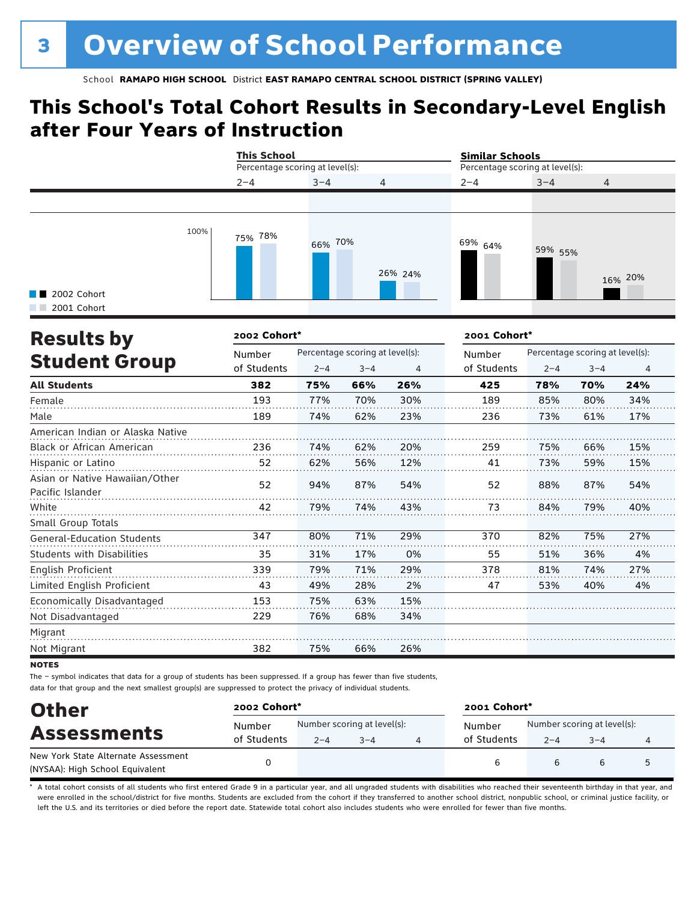# 3 Overview of School Performance

School **RAMAPO HIGH SCHOOL** District **EAST RAMAPO CENTRAL SCHOOL DISTRICT (SPRING VALLEY)**

## This School's Total Cohort Results in Secondary-Level English after Four Years of Instruction

| | This School | | | Similar Schools | | |
|---|---|---|---|---|---|---|
| Percentage scoring at level(s): | 2–4 | 3–4 | 4 | 2–4 | 3–4 | 4 |
| 2002 Cohort | 75% | 66% | 26% | 69% | 59% | 16% |
| 2001 Cohort | 78% | 70% | 24% | 64% | 55% | 20% |

## Results by Student Group

| | 2002 Cohort* | | | | 2001 Cohort* | | | |
|---|---|---|---|---|---|---|---|---|
| | Number of Students | Percentage scoring at level(s): 2–4 | 3–4 | 4 | Number of Students | Percentage scoring at level(s): 2–4 | 3–4 | 4 |
| **All Students** | **382** | **75%** | **66%** | **26%** | **425** | **78%** | **70%** | **24%** |
| Female | 193 | 77% | 70% | 30% | 189 | 85% | 80% | 34% |
| Male | 189 | 74% | 62% | 23% | 236 | 73% | 61% | 17% |
| American Indian or Alaska Native | | | | | | | | |
| Black or African American | 236 | 74% | 62% | 20% | 259 | 75% | 66% | 15% |
| Hispanic or Latino | 52 | 62% | 56% | 12% | 41 | 73% | 59% | 15% |
| Asian or Native Hawaiian/Other Pacific Islander | 52 | 94% | 87% | 54% | 52 | 88% | 87% | 54% |
| White | 42 | 79% | 74% | 43% | 73 | 84% | 79% | 40% |
| Small Group Totals | | | | | | | | |
| General-Education Students | 347 | 80% | 71% | 29% | 370 | 82% | 75% | 27% |
| Students with Disabilities | 35 | 31% | 17% | 0% | 55 | 51% | 36% | 4% |
| English Proficient | 339 | 79% | 71% | 29% | 378 | 81% | 74% | 27% |
| Limited English Proficient | 43 | 49% | 28% | 2% | 47 | 53% | 40% | 4% |
| Economically Disadvantaged | 153 | 75% | 63% | 15% | | | | |
| Not Disadvantaged | 229 | 76% | 68% | 34% | | | | |
| Migrant | | | | | | | | |
| Not Migrant | 382 | 75% | 66% | 26% | | | | |

**NOTES**

The − symbol indicates that data for a group of students has been suppressed. If a group has fewer than five students, data for that group and the next smallest group(s) are suppressed to protect the privacy of individual students.

## Other Assessments

| | 2002 Cohort* | | | | 2001 Cohort* | | | |
|---|---|---|---|---|---|---|---|---|
| | Number of Students | Number scoring at level(s): 2–4 | 3–4 | 4 | Number of Students | Number scoring at level(s): 2–4 | 3–4 | 4 |
| New York State Alternate Assessment (NYSAA): High School Equivalent | 0 | | | | 6 | 6 | 6 | 5 |

\* A total cohort consists of all students who first entered Grade 9 in a particular year, and all ungraded students with disabilities who reached their seventeenth birthday in that year, and were enrolled in the school/district for five months. Students are excluded from the cohort if they transferred to another school district, nonpublic school, or criminal justice facility, or left the U.S. and its territories or died before the report date. Statewide total cohort also includes students who were enrolled for fewer than five months.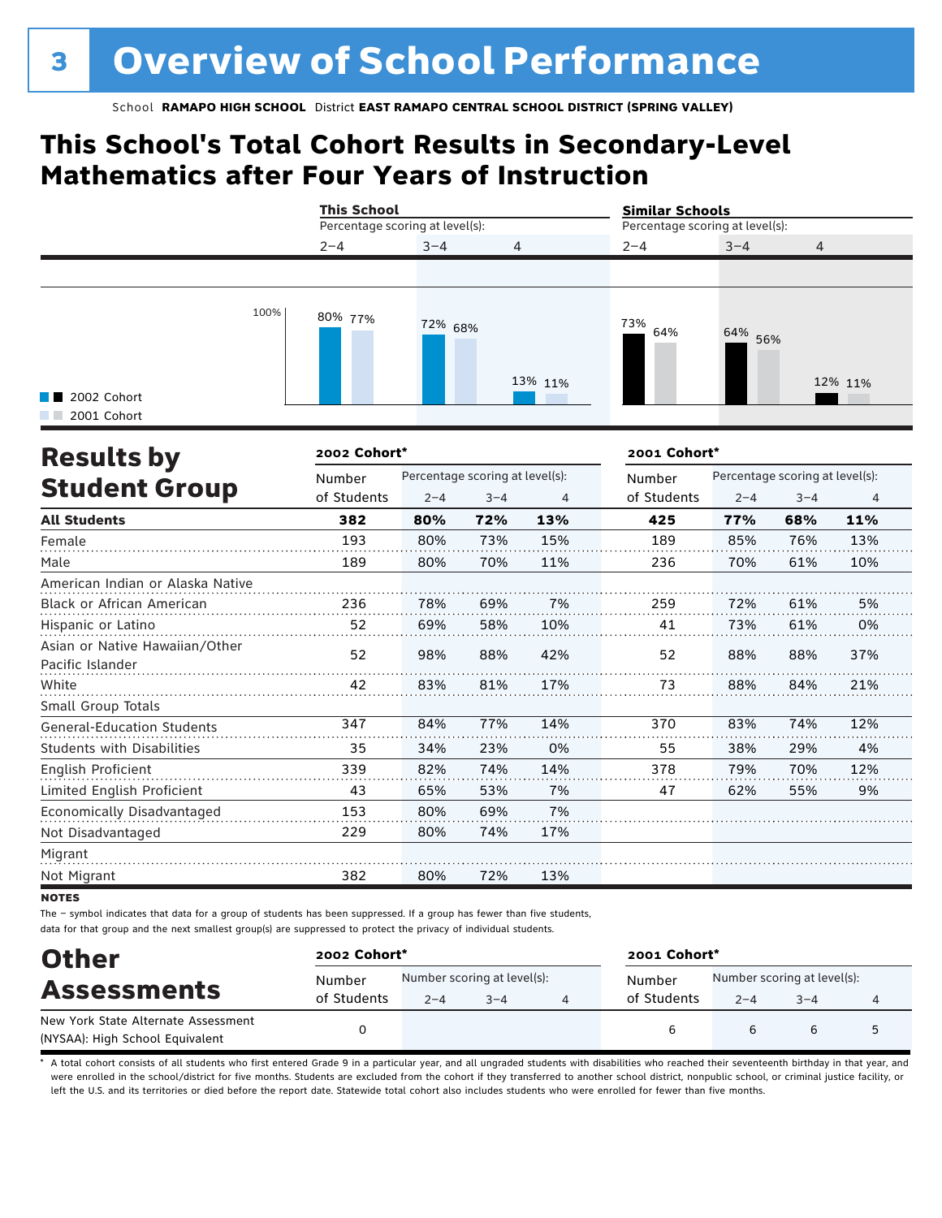# Overview of School Performance

School **RAMAPO HIGH SCHOOL** District **EAST RAMAPO CENTRAL SCHOOL DISTRICT (SPRING VALLEY)**

## This School's Total Cohort Results in Secondary-Level Mathematics after Four Years of Instruction

| | This School 2–4 | This School 3–4 | This School 4 | Similar Schools 2–4 | Similar Schools 3–4 | Similar Schools 4 |
|---|---|---|---|---|---|---|
| 2002 Cohort | 80% | 72% | 13% | 73% | 64% | 12% |
| 2001 Cohort | 77% | 68% | 11% | 64% | 56% | 11% |

## Results by Student Group

| | 2002 Cohort* | | | | 2001 Cohort* | | | |
|---|---|---|---|---|---|---|---|---|
| | Number of Students | Percentage scoring at level(s): 2–4 | 3–4 | 4 | Number of Students | Percentage scoring at level(s): 2–4 | 3–4 | 4 |
| **All Students** | **382** | **80%** | **72%** | **13%** | **425** | **77%** | **68%** | **11%** |
| Female | 193 | 80% | 73% | 15% | 189 | 85% | 76% | 13% |
| Male | 189 | 80% | 70% | 11% | 236 | 70% | 61% | 10% |
| American Indian or Alaska Native | | | | | | | | |
| Black or African American | 236 | 78% | 69% | 7% | 259 | 72% | 61% | 5% |
| Hispanic or Latino | 52 | 69% | 58% | 10% | 41 | 73% | 61% | 0% |
| Asian or Native Hawaiian/Other Pacific Islander | 52 | 98% | 88% | 42% | 52 | 88% | 88% | 37% |
| White | 42 | 83% | 81% | 17% | 73 | 88% | 84% | 21% |
| Small Group Totals | | | | | | | | |
| General-Education Students | 347 | 84% | 77% | 14% | 370 | 83% | 74% | 12% |
| Students with Disabilities | 35 | 34% | 23% | 0% | 55 | 38% | 29% | 4% |
| English Proficient | 339 | 82% | 74% | 14% | 378 | 79% | 70% | 12% |
| Limited English Proficient | 43 | 65% | 53% | 7% | 47 | 62% | 55% | 9% |
| Economically Disadvantaged | 153 | 80% | 69% | 7% | | | | |
| Not Disadvantaged | 229 | 80% | 74% | 17% | | | | |
| Migrant | | | | | | | | |
| Not Migrant | 382 | 80% | 72% | 13% | | | | |

**NOTES**

The – symbol indicates that data for a group of students has been suppressed. If a group has fewer than five students, data for that group and the next smallest group(s) are suppressed to protect the privacy of individual students.

## Other Assessments

| | 2002 Cohort* | | | | 2001 Cohort* | | | |
|---|---|---|---|---|---|---|---|---|
| | Number of Students | Number scoring at level(s): 2–4 | 3–4 | 4 | Number of Students | Number scoring at level(s): 2–4 | 3–4 | 4 |
| New York State Alternate Assessment (NYSAA): High School Equivalent | 0 | | | | 6 | 6 | 6 | 5 |

\* A total cohort consists of all students who first entered Grade 9 in a particular year, and all ungraded students with disabilities who reached their seventeenth birthday in that year, and were enrolled in the school/district for five months. Students are excluded from the cohort if they transferred to another school district, nonpublic school, or criminal justice facility, or left the U.S. and its territories or died before the report date. Statewide total cohort also includes students who were enrolled for fewer than five months.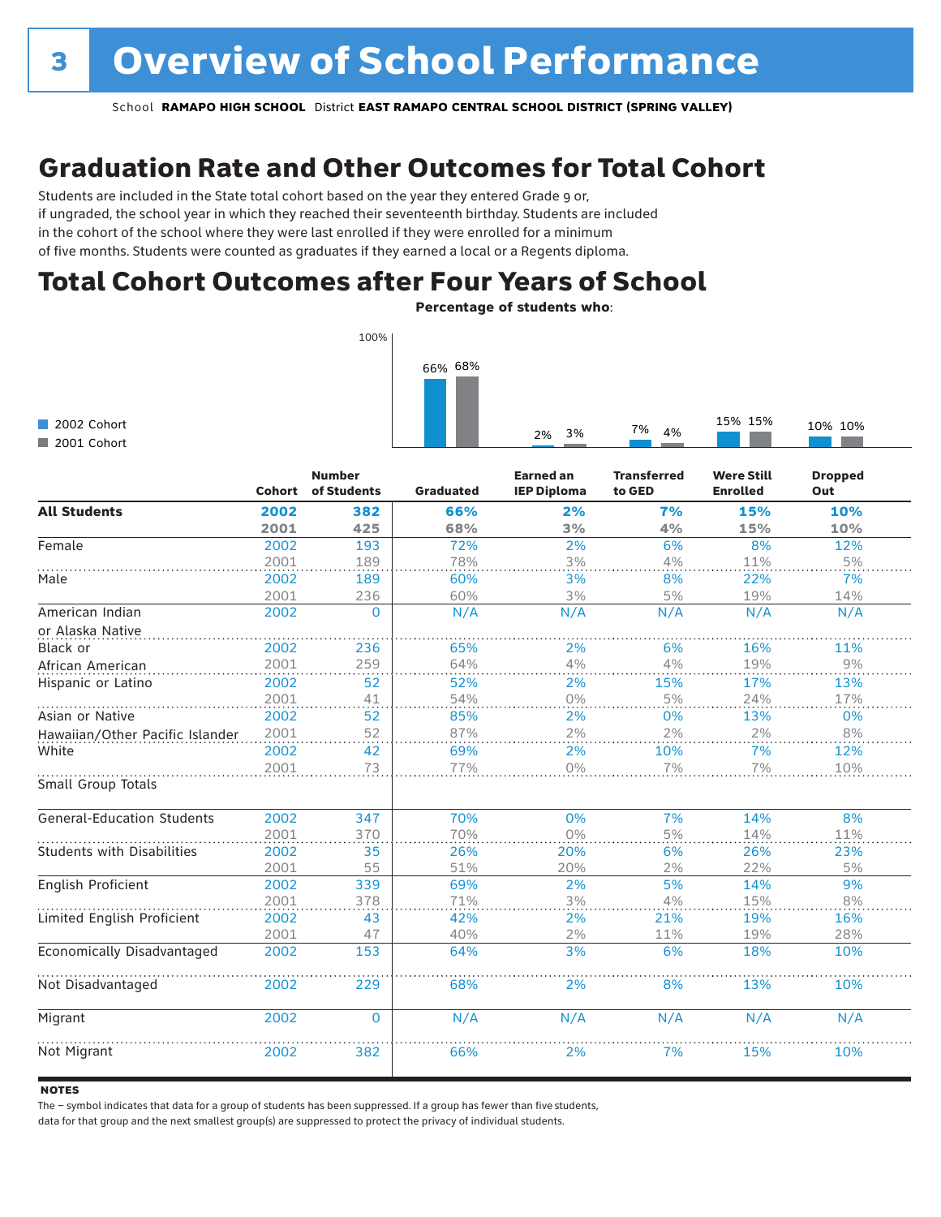# 3 Overview of School Performance

School **RAMAPO HIGH SCHOOL** District **EAST RAMAPO CENTRAL SCHOOL DISTRICT (SPRING VALLEY)**

## Graduation Rate and Other Outcomes for Total Cohort

Students are included in the State total cohort based on the year they entered Grade 9 or, if ungraded, the school year in which they reached their seventeenth birthday. Students are included in the cohort of the school where they were last enrolled if they were enrolled for a minimum of five months. Students were counted as graduates if they earned a local or a Regents diploma.

## Total Cohort Outcomes after Four Years of School

**Percentage of students who**:

| | Graduated | Earned an IEP Diploma | Transferred to GED | Were Still Enrolled | Dropped Out |
|---|---|---|---|---|---|
| 2002 Cohort | 66% | 2% | 7% | 15% | 10% |
| 2001 Cohort | 68% | 3% | 4% | 15% | 10% |

| | Cohort | Number of Students | Graduated | Earned an IEP Diploma | Transferred to GED | Were Still Enrolled | Dropped Out |
|---|---|---|---|---|---|---|---|
| **All Students** | **2002** | **382** | **66%** | **2%** | **7%** | **15%** | **10%** |
| | **2001** | **425** | **68%** | **3%** | **4%** | **15%** | **10%** |
| Female | 2002 | 193 | 72% | 2% | 6% | 8% | 12% |
| | 2001 | 189 | 78% | 3% | 4% | 11% | 5% |
| Male | 2002 | 189 | 60% | 3% | 8% | 22% | 7% |
| | 2001 | 236 | 60% | 3% | 5% | 19% | 14% |
| American Indian or Alaska Native | 2002 | 0 | N/A | N/A | N/A | N/A | N/A |
| Black or African American | 2002 | 236 | 65% | 2% | 6% | 16% | 11% |
| | 2001 | 259 | 64% | 4% | 4% | 19% | 9% |
| Hispanic or Latino | 2002 | 52 | 52% | 2% | 15% | 17% | 13% |
| | 2001 | 41 | 54% | 0% | 5% | 24% | 17% |
| Asian or Native Hawaiian/Other Pacific Islander | 2002 | 52 | 85% | 2% | 0% | 13% | 0% |
| | 2001 | 52 | 87% | 2% | 2% | 2% | 8% |
| White | 2002 | 42 | 69% | 2% | 10% | 7% | 12% |
| | 2001 | 73 | 77% | 0% | 7% | 7% | 10% |
| Small Group Totals | | | | | | | |
| General-Education Students | 2002 | 347 | 70% | 0% | 7% | 14% | 8% |
| | 2001 | 370 | 70% | 0% | 5% | 14% | 11% |
| Students with Disabilities | 2002 | 35 | 26% | 20% | 6% | 26% | 23% |
| | 2001 | 55 | 51% | 20% | 2% | 22% | 5% |
| English Proficient | 2002 | 339 | 69% | 2% | 5% | 14% | 9% |
| | 2001 | 378 | 71% | 3% | 4% | 15% | 8% |
| Limited English Proficient | 2002 | 43 | 42% | 2% | 21% | 19% | 16% |
| | 2001 | 47 | 40% | 2% | 11% | 19% | 28% |
| Economically Disadvantaged | 2002 | 153 | 64% | 3% | 6% | 18% | 10% |
| Not Disadvantaged | 2002 | 229 | 68% | 2% | 8% | 13% | 10% |
| Migrant | 2002 | 0 | N/A | N/A | N/A | N/A | N/A |
| Not Migrant | 2002 | 382 | 66% | 2% | 7% | 15% | 10% |

**NOTES**

The – symbol indicates that data for a group of students has been suppressed. If a group has fewer than five students, data for that group and the next smallest group(s) are suppressed to protect the privacy of individual students.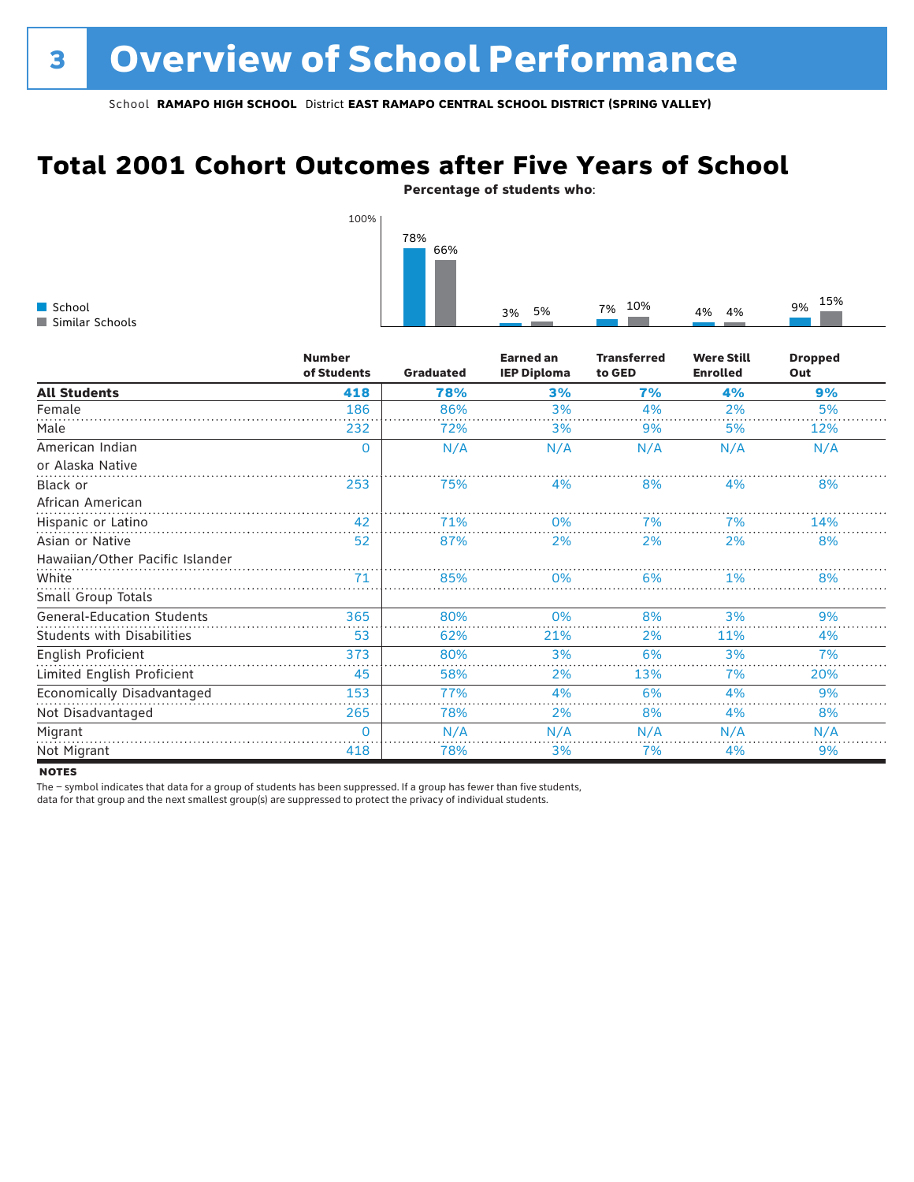# Overview of School Performance

School **RAMAPO HIGH SCHOOL** District **EAST RAMAPO CENTRAL SCHOOL DISTRICT (SPRING VALLEY)**

## Total 2001 Cohort Outcomes after Five Years of School

**Percentage of students who:**

100%

78% 66%

3% 5%

7% 10%

4% 4%

9% 15%

School
Similar Schools

| | Number of Students | Graduated | Earned an IEP Diploma | Transferred to GED | Were Still Enrolled | Dropped Out |
|---|---|---|---|---|---|---|
| **All Students** | **418** | **78%** | **3%** | **7%** | **4%** | **9%** |
| Female | 186 | 86% | 3% | 4% | 2% | 5% |
| Male | 232 | 72% | 3% | 9% | 5% | 12% |
| American Indian or Alaska Native | 0 | N/A | N/A | N/A | N/A | N/A |
| Black or African American | 253 | 75% | 4% | 8% | 4% | 8% |
| Hispanic or Latino | 42 | 71% | 0% | 7% | 7% | 14% |
| Asian or Native Hawaiian/Other Pacific Islander | 52 | 87% | 2% | 2% | 2% | 8% |
| White | 71 | 85% | 0% | 6% | 1% | 8% |
| Small Group Totals | | | | | | |
| General-Education Students | 365 | 80% | 0% | 8% | 3% | 9% |
| Students with Disabilities | 53 | 62% | 21% | 2% | 11% | 4% |
| English Proficient | 373 | 80% | 3% | 6% | 3% | 7% |
| Limited English Proficient | 45 | 58% | 2% | 13% | 7% | 20% |
| Economically Disadvantaged | 153 | 77% | 4% | 6% | 4% | 9% |
| Not Disadvantaged | 265 | 78% | 2% | 8% | 4% | 8% |
| Migrant | 0 | N/A | N/A | N/A | N/A | N/A |
| Not Migrant | 418 | 78% | 3% | 7% | 4% | 9% |

**NOTES**

The – symbol indicates that data for a group of students has been suppressed. If a group has fewer than five students, data for that group and the next smallest group(s) are suppressed to protect the privacy of individual students.